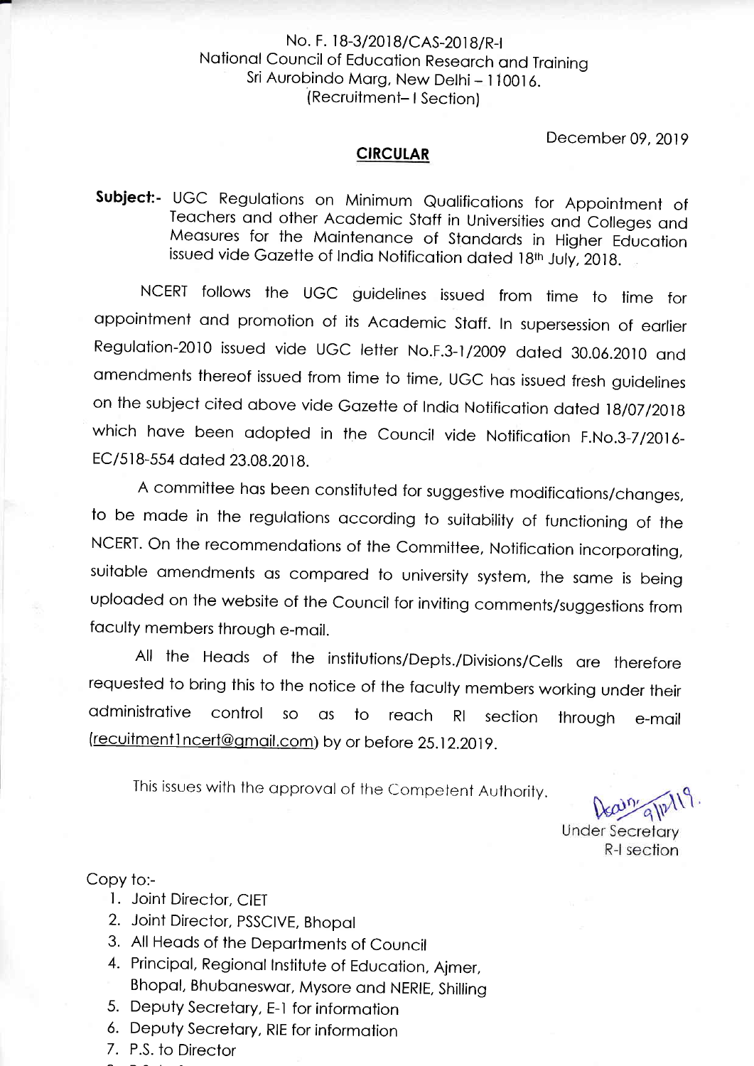No. F. 18-3/2018/CAS-2018/R-I
National Council of Education Research and Training
Sri Aurobindo Marg, New Delhi – 110016.
(Recruitment– I Section)

December 09, 2019

## CIRCULAR

**Subject:-** UGC Regulations on Minimum Qualifications for Appointment of Teachers and other Academic Staff in Universities and Colleges and Measures for the Maintenance of Standards in Higher Education issued vide Gazette of India Notification dated 18th July, 2018.

NCERT follows the UGC guidelines issued from time to time for appointment and promotion of its Academic Staff. In supersession of earlier Regulation-2010 issued vide UGC letter No.F.3-1/2009 dated 30.06.2010 and amendments thereof issued from time to time, UGC has issued fresh guidelines on the subject cited above vide Gazette of India Notification dated 18/07/2018 which have been adopted in the Council vide Notification F.No.3-7/2016-EC/518-554 dated 23.08.2018.

A committee has been constituted for suggestive modifications/changes, to be made in the regulations according to suitability of functioning of the NCERT. On the recommendations of the Committee, Notification incorporating, suitable amendments as compared to university system, the same is being uploaded on the website of the Council for inviting comments/suggestions from faculty members through e-mail.

All the Heads of the institutions/Depts./Divisions/Cells are therefore requested to bring this to the notice of the faculty members working under their administrative control so as to reach RI section through e-mail (recuitment1ncert@gmail.com) by or before 25.12.2019.

This issues with the approval of the Competent Authority.

Under Secretary
R-I section

Copy to:-

1. Joint Director, CIET
2. Joint Director, PSSCIVE, Bhopal
3. All Heads of the Departments of Council
4. Principal, Regional Institute of Education, Ajmer, Bhopal, Bhubaneswar, Mysore and NERIE, Shilling
5. Deputy Secretary, E-1 for information
6. Deputy Secretary, RIE for information
7. P.S. to Director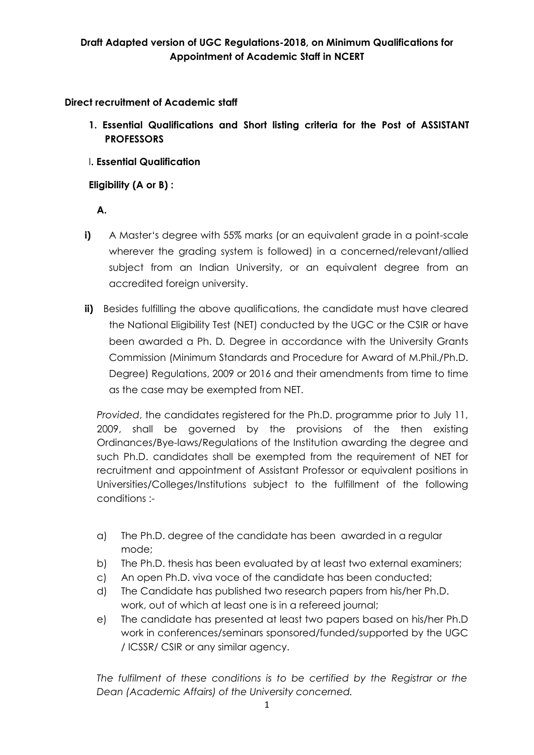**Draft Adapted version of UGC Regulations-2018, on Minimum Qualifications for Appointment of Academic Staff in NCERT**

**Direct recruitment of Academic staff**

**1. Essential Qualifications and Short listing criteria for the Post of ASSISTANT PROFESSORS**

I**. Essential Qualification**

**Eligibility (A or B) :**

**A.**

**i)** A Master's degree with 55% marks (or an equivalent grade in a point-scale wherever the grading system is followed) in a concerned/relevant/allied subject from an Indian University, or an equivalent degree from an accredited foreign university.

**ii)** Besides fulfilling the above qualifications, the candidate must have cleared the National Eligibility Test (NET) conducted by the UGC or the CSIR or have been awarded a Ph. D. Degree in accordance with the University Grants Commission (Minimum Standards and Procedure for Award of M.Phil./Ph.D. Degree) Regulations, 2009 or 2016 and their amendments from time to time as the case may be exempted from NET.

*Provided*, the candidates registered for the Ph.D. programme prior to July 11, 2009, shall be governed by the provisions of the then existing Ordinances/Bye-laws/Regulations of the Institution awarding the degree and such Ph.D. candidates shall be exempted from the requirement of NET for recruitment and appointment of Assistant Professor or equivalent positions in Universities/Colleges/Institutions subject to the fulfillment of the following conditions :-

a) The Ph.D. degree of the candidate has been awarded in a regular mode;
b) The Ph.D. thesis has been evaluated by at least two external examiners;
c) An open Ph.D. viva voce of the candidate has been conducted;
d) The Candidate has published two research papers from his/her Ph.D. work, out of which at least one is in a refereed journal;
e) The candidate has presented at least two papers based on his/her Ph.D work in conferences/seminars sponsored/funded/supported by the UGC / ICSSR/ CSIR or any similar agency.

*The fulfilment of these conditions is to be certified by the Registrar or the Dean (Academic Affairs) of the University concerned.*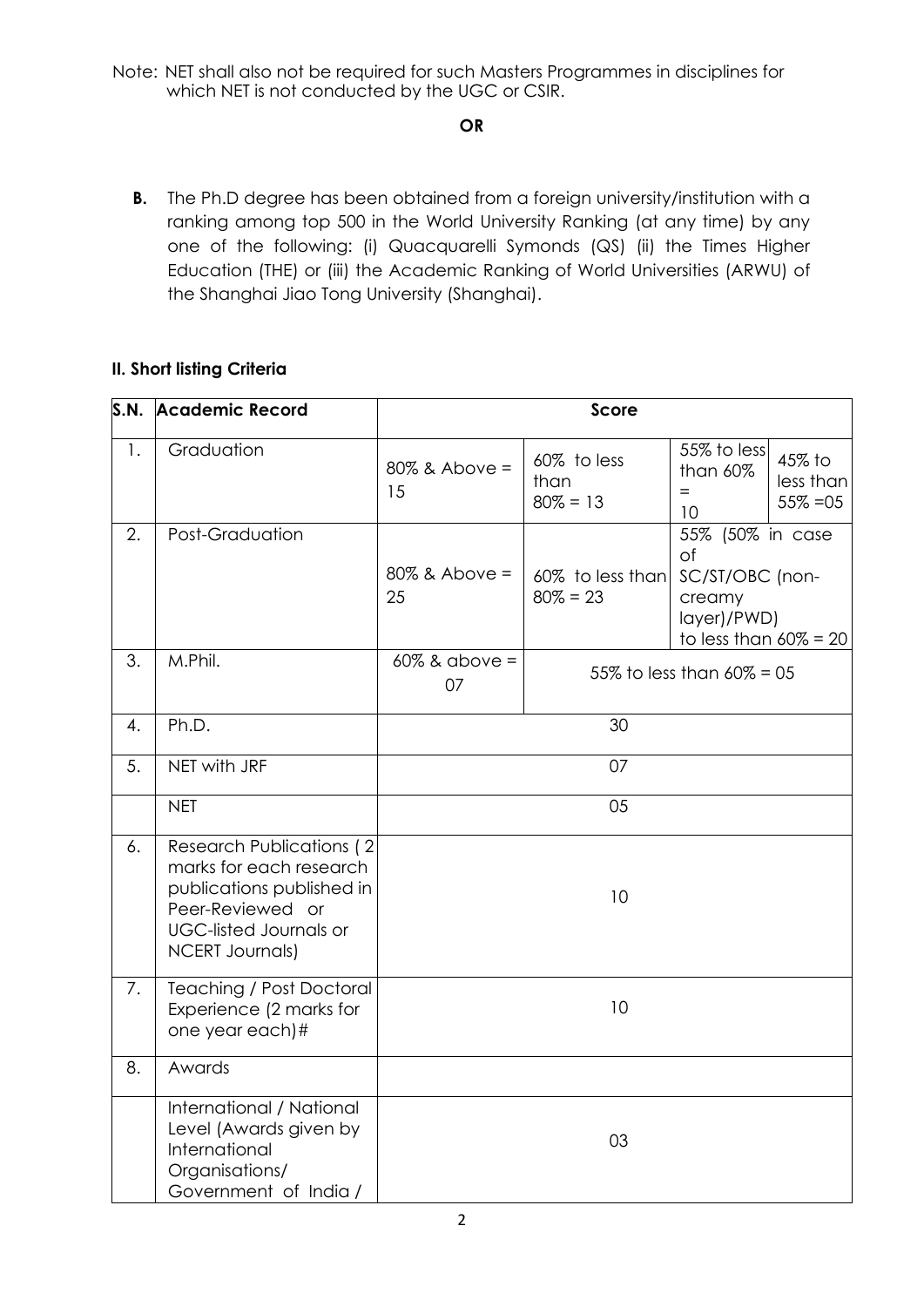Note: NET shall also not be required for such Masters Programmes in disciplines for which NET is not conducted by the UGC or CSIR.

**OR**

**B.** The Ph.D degree has been obtained from a foreign university/institution with a ranking among top 500 in the World University Ranking (at any time) by any one of the following: (i) Quacquarelli Symonds (QS) (ii) the Times Higher Education (THE) or (iii) the Academic Ranking of World Universities (ARWU) of the Shanghai Jiao Tong University (Shanghai).

**II. Short listing Criteria**

| S.N. | Academic Record | Score | | | |
|---|---|---|---|---|---|
| 1. | Graduation | 80% & Above = 15 | 60% to less than 80% = 13 | 55% to less than 60% = 10 | 45% to less than 55% =05 |
| 2. | Post-Graduation | 80% & Above = 25 | 60% to less than 80% = 23 | 55% (50% in case of SC/ST/OBC (non-creamy layer)/PWD) to less than 60% = 20 | |
| 3. | M.Phil. | 60% & above = 07 | 55% to less than 60% = 05 | | |
| 4. | Ph.D. | 30 | | | |
| 5. | NET with JRF | 07 | | | |
| | NET | 05 | | | |
| 6. | Research Publications ( 2 marks for each research publications published in Peer-Reviewed or UGC-listed Journals or NCERT Journals) | 10 | | | |
| 7. | Teaching / Post Doctoral Experience (2 marks for one year each)# | 10 | | | |
| 8. | Awards | | | | |
| | International / National Level (Awards given by International Organisations/ Government of India / | 03 | | | |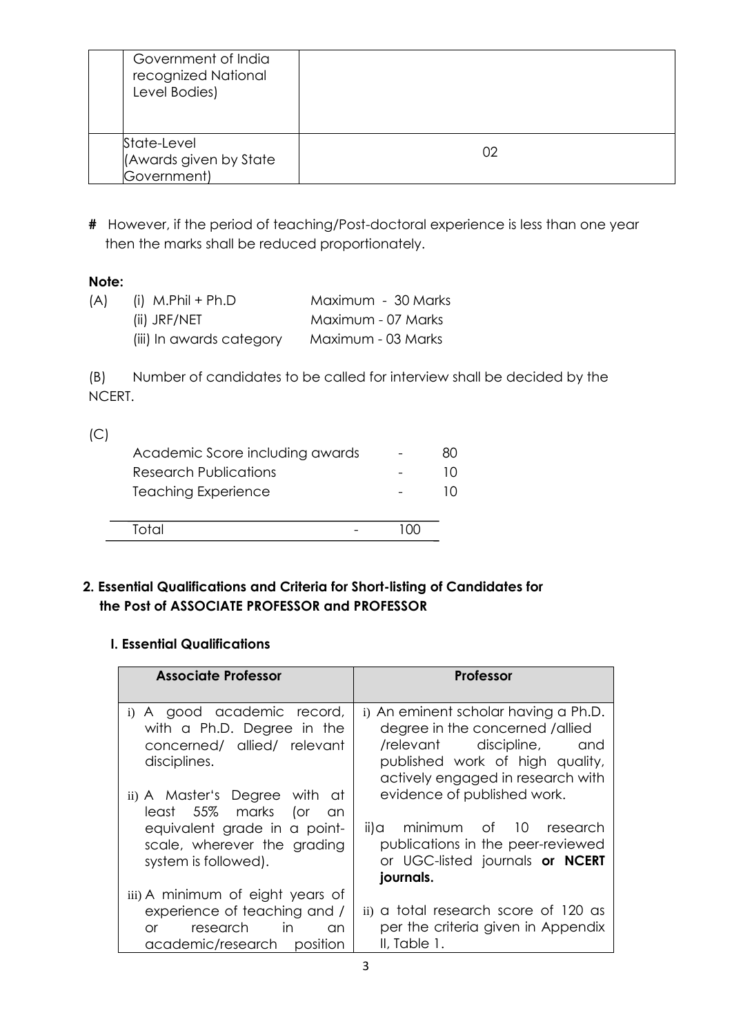|  |  |
|---|---|
| Government of India recognized National Level Bodies) |  |
| State-Level (Awards given by State Government) | 02 |

**#** However, if the period of teaching/Post-doctoral experience is less than one year then the marks shall be reduced proportionately.

**Note:**

(A) (i) M.Phil + Ph.D Maximum - 30 Marks
(ii) JRF/NET Maximum - 07 Marks
(iii) In awards category Maximum - 03 Marks

(B) Number of candidates to be called for interview shall be decided by the NCERT.

(C)

| | | |
|---|---|---|
| Academic Score including awards | - | 80 |
| Research Publications | - | 10 |
| Teaching Experience | - | 10 |
| Total | - | 100 |

## 2. Essential Qualifications and Criteria for Short-listing of Candidates for the Post of ASSOCIATE PROFESSOR and PROFESSOR

### I. Essential Qualifications

| Associate Professor | Professor |
|---|---|
| i) A good academic record, with a Ph.D. Degree in the concerned/ allied/ relevant disciplines.<br><br>ii) A Master's Degree with at least 55% marks (or an equivalent grade in a point-scale, wherever the grading system is followed).<br><br>iii) A minimum of eight years of experience of teaching and / or research in an academic/research position | i) An eminent scholar having a Ph.D. degree in the concerned /allied /relevant discipline, and published work of high quality, actively engaged in research with evidence of published work.<br><br>ii)a minimum of 10 research publications in the peer-reviewed or UGC-listed journals **or NCERT journals.**<br><br>ii) a total research score of 120 as per the criteria given in Appendix II, Table 1. |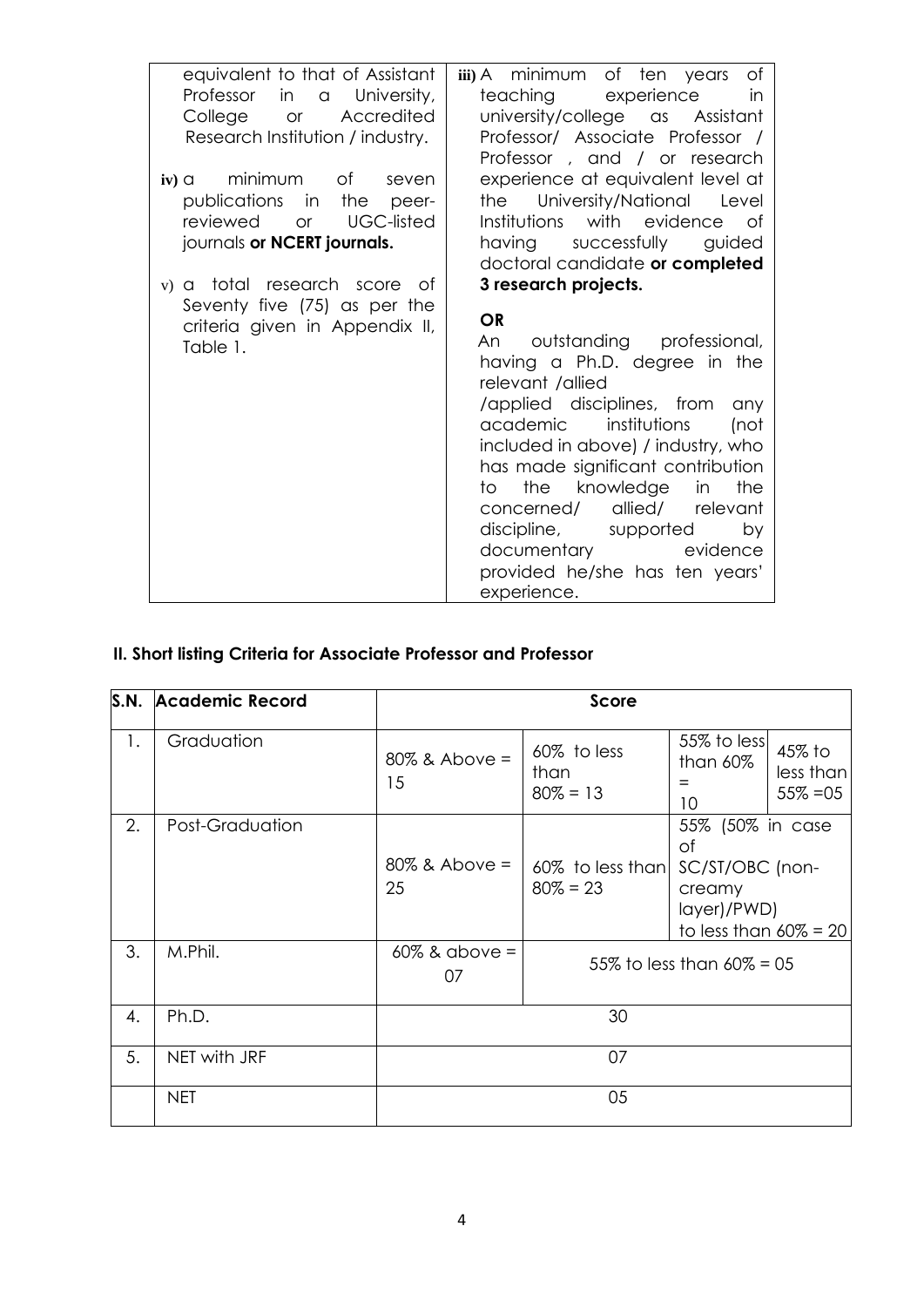| equivalent to that of Assistant Professor in a University, College or Accredited Research Institution / industry.<br><br>iv) a minimum of seven publications in the peer-reviewed or UGC-listed journals **or NCERT journals.**<br><br>v) a total research score of Seventy five (75) as per the criteria given in Appendix II, Table 1. | iii) A minimum of ten years of teaching experience in university/college as Assistant Professor/ Associate Professor / Professor , and / or research experience at equivalent level at the University/National Level Institutions with evidence of having successfully guided doctoral candidate **or completed 3 research projects.**<br><br>**OR**<br>An outstanding professional, having a Ph.D. degree in the relevant /allied /applied disciplines, from any academic institutions (not included in above) / industry, who has made significant contribution to the knowledge in the concerned/ allied/ relevant discipline, supported by documentary evidence provided he/she has ten years' experience. |
|---|---|

## II. Short listing Criteria for Associate Professor and Professor

| S.N. | Academic Record | Score | | | |
|---|---|---|---|---|---|
| 1. | Graduation | 80% & Above = 15 | 60% to less than 80% = 13 | 55% to less than 60% = 10 | 45% to less than 55% =05 |
| 2. | Post-Graduation | 80% & Above = 25 | 60% to less than 80% = 23 | 55% (50% in case of SC/ST/OBC (non-creamy layer)/PWD) to less than 60% = 20 | |
| 3. | M.Phil. | 60% & above = 07 | 55% to less than 60% = 05 | | |
| 4. | Ph.D. | 30 | | | |
| 5. | NET with JRF | 07 | | | |
| | NET | 05 | | | |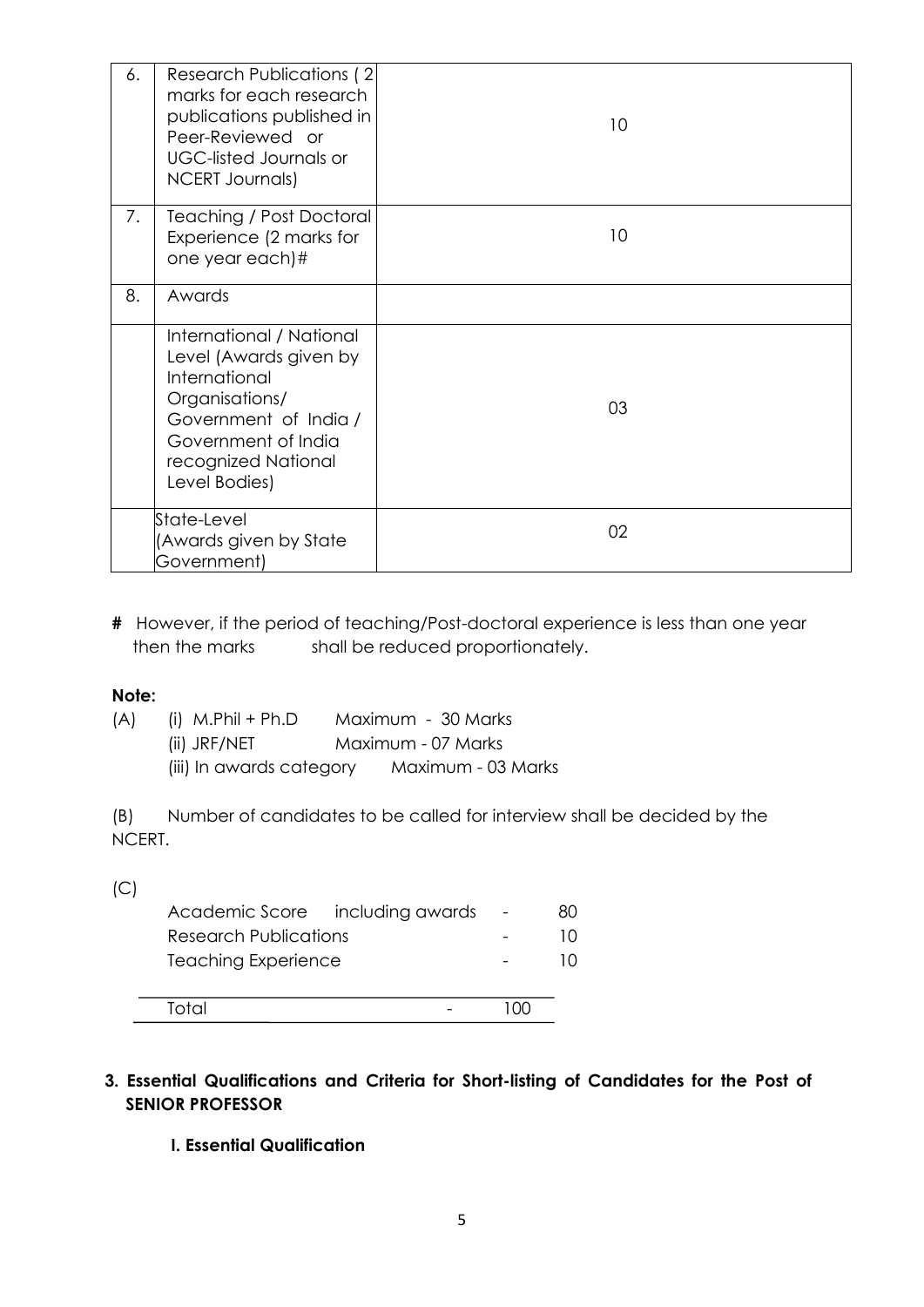| | | |
|---|---|---|
| 6. | Research Publications ( 2 marks for each research publications published in Peer-Reviewed or UGC-listed Journals or NCERT Journals) | 10 |
| 7. | Teaching / Post Doctoral Experience (2 marks for one year each)# | 10 |
| 8. | Awards | |
| | International / National Level (Awards given by International Organisations/ Government of India / Government of India recognized National Level Bodies) | 03 |
| | State-Level (Awards given by State Government) | 02 |

**#** However, if the period of teaching/Post-doctoral experience is less than one year then the marks shall be reduced proportionately.

**Note:**

(A) (i) M.Phil + Ph.D Maximum - 30 Marks
(ii) JRF/NET Maximum - 07 Marks
(iii) In awards category Maximum - 03 Marks

(B) Number of candidates to be called for interview shall be decided by the NCERT.

(C)

| | | |
|---|---|---|
| Academic Score including awards | - | 80 |
| Research Publications | - | 10 |
| Teaching Experience | - | 10 |
| Total | - | 100 |

**3. Essential Qualifications and Criteria for Short-listing of Candidates for the Post of SENIOR PROFESSOR**

**I. Essential Qualification**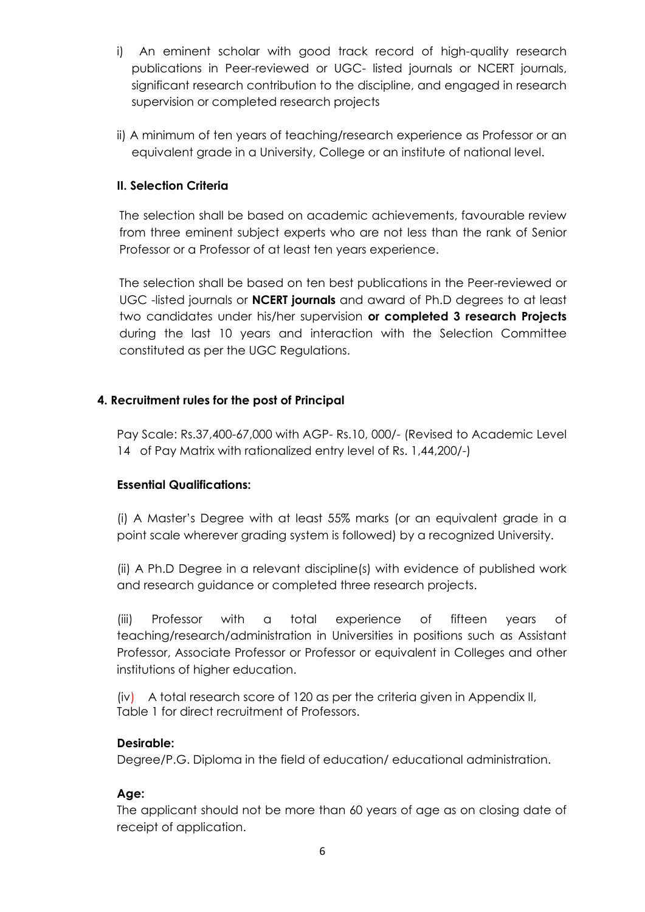i) An eminent scholar with good track record of high-quality research publications in Peer-reviewed or UGC- listed journals or NCERT journals, significant research contribution to the discipline, and engaged in research supervision or completed research projects

ii) A minimum of ten years of teaching/research experience as Professor or an equivalent grade in a University, College or an institute of national level.

**II. Selection Criteria**

The selection shall be based on academic achievements, favourable review from three eminent subject experts who are not less than the rank of Senior Professor or a Professor of at least ten years experience.

The selection shall be based on ten best publications in the Peer-reviewed or UGC -listed journals or **NCERT journals** and award of Ph.D degrees to at least two candidates under his/her supervision **or completed 3 research Projects** during the last 10 years and interaction with the Selection Committee constituted as per the UGC Regulations.

**4. Recruitment rules for the post of Principal**

Pay Scale: Rs.37,400-67,000 with AGP- Rs.10, 000/- (Revised to Academic Level 14 of Pay Matrix with rationalized entry level of Rs. 1,44,200/-)

**Essential Qualifications:**

(i) A Master's Degree with at least 55% marks (or an equivalent grade in a point scale wherever grading system is followed) by a recognized University.

(ii) A Ph.D Degree in a relevant discipline(s) with evidence of published work and research guidance or completed three research projects.

(iii) Professor with a total experience of fifteen years of teaching/research/administration in Universities in positions such as Assistant Professor, Associate Professor or Professor or equivalent in Colleges and other institutions of higher education.

(iv) A total research score of 120 as per the criteria given in Appendix II, Table 1 for direct recruitment of Professors.

**Desirable:**
Degree/P.G. Diploma in the field of education/ educational administration.

**Age:**
The applicant should not be more than 60 years of age as on closing date of receipt of application.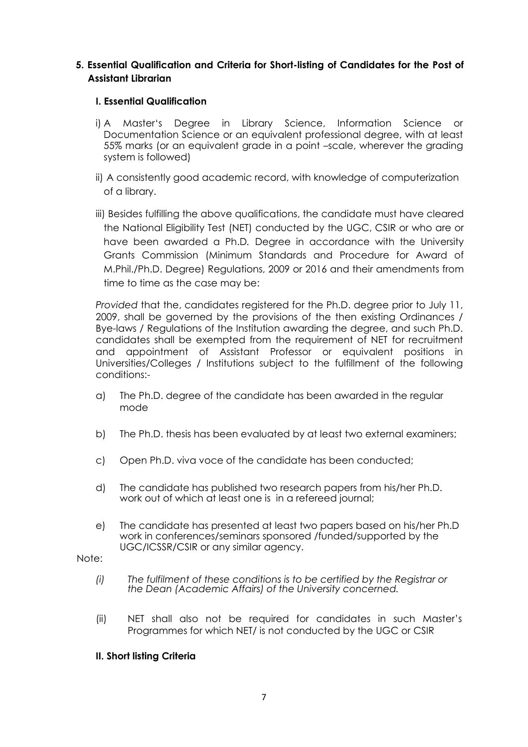## 5. Essential Qualification and Criteria for Short-listing of Candidates for the Post of Assistant Librarian

### I. Essential Qualification

i) A Master's Degree in Library Science, Information Science or Documentation Science or an equivalent professional degree, with at least 55% marks (or an equivalent grade in a point –scale, wherever the grading system is followed)

ii) A consistently good academic record, with knowledge of computerization of a library.

iii) Besides fulfilling the above qualifications, the candidate must have cleared the National Eligibility Test (NET) conducted by the UGC, CSIR or who are or have been awarded a Ph.D. Degree in accordance with the University Grants Commission (Minimum Standards and Procedure for Award of M.Phil./Ph.D. Degree) Regulations, 2009 or 2016 and their amendments from time to time as the case may be:

*Provided* that the, candidates registered for the Ph.D. degree prior to July 11, 2009, shall be governed by the provisions of the then existing Ordinances / Bye-laws / Regulations of the Institution awarding the degree, and such Ph.D. candidates shall be exempted from the requirement of NET for recruitment and appointment of Assistant Professor or equivalent positions in Universities/Colleges / Institutions subject to the fulfillment of the following conditions:-

a) The Ph.D. degree of the candidate has been awarded in the regular mode

b) The Ph.D. thesis has been evaluated by at least two external examiners;

c) Open Ph.D. viva voce of the candidate has been conducted;

d) The candidate has published two research papers from his/her Ph.D. work out of which at least one is in a refereed journal;

e) The candidate has presented at least two papers based on his/her Ph.D work in conferences/seminars sponsored /funded/supported by the UGC/ICSSR/CSIR or any similar agency.

Note:

*(i) The fulfilment of these conditions is to be certified by the Registrar or the Dean (Academic Affairs) of the University concerned.*

(ii) NET shall also not be required for candidates in such Master's Programmes for which NET/ is not conducted by the UGC or CSIR

### II. Short listing Criteria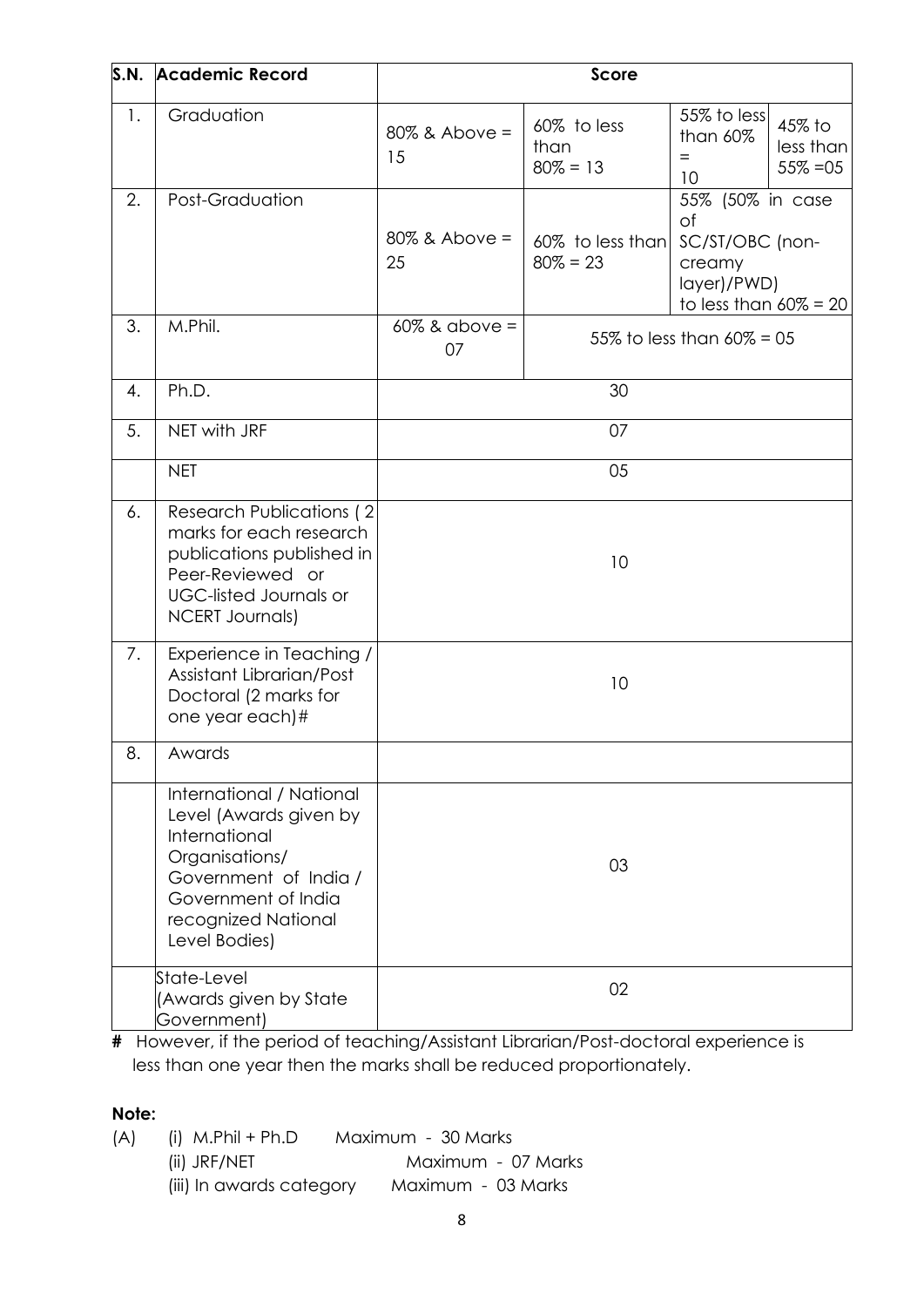| S.N. | Academic Record | Score | | | |
|---|---|---|---|---|---|
| 1. | Graduation | 80% & Above = 15 | 60% to less than 80% = 13 | 55% to less than 60% = 10 | 45% to less than 55% =05 |
| 2. | Post-Graduation | 80% & Above = 25 | 60% to less than 80% = 23 | 55% (50% in case of SC/ST/OBC (non-creamy layer)/PWD) to less than 60% = 20 | |
| 3. | M.Phil. | 60% & above = 07 | 55% to less than 60% = 05 | | |
| 4. | Ph.D. | 30 | | | |
| 5. | NET with JRF | 07 | | | |
| | NET | 05 | | | |
| 6. | Research Publications ( 2 marks for each research publications published in Peer-Reviewed or UGC-listed Journals or NCERT Journals) | 10 | | | |
| 7. | Experience in Teaching / Assistant Librarian/Post Doctoral (2 marks for one year each)# | 10 | | | |
| 8. | Awards | | | | |
| | International / National Level (Awards given by International Organisations/ Government of India / Government of India recognized National Level Bodies) | 03 | | | |
| | State-Level (Awards given by State Government) | 02 | | | |

**#** However, if the period of teaching/Assistant Librarian/Post-doctoral experience is less than one year then the marks shall be reduced proportionately.

**Note:**

(A) (i) M.Phil + Ph.D Maximum - 30 Marks

(ii) JRF/NET Maximum - 07 Marks

(iii) In awards category Maximum - 03 Marks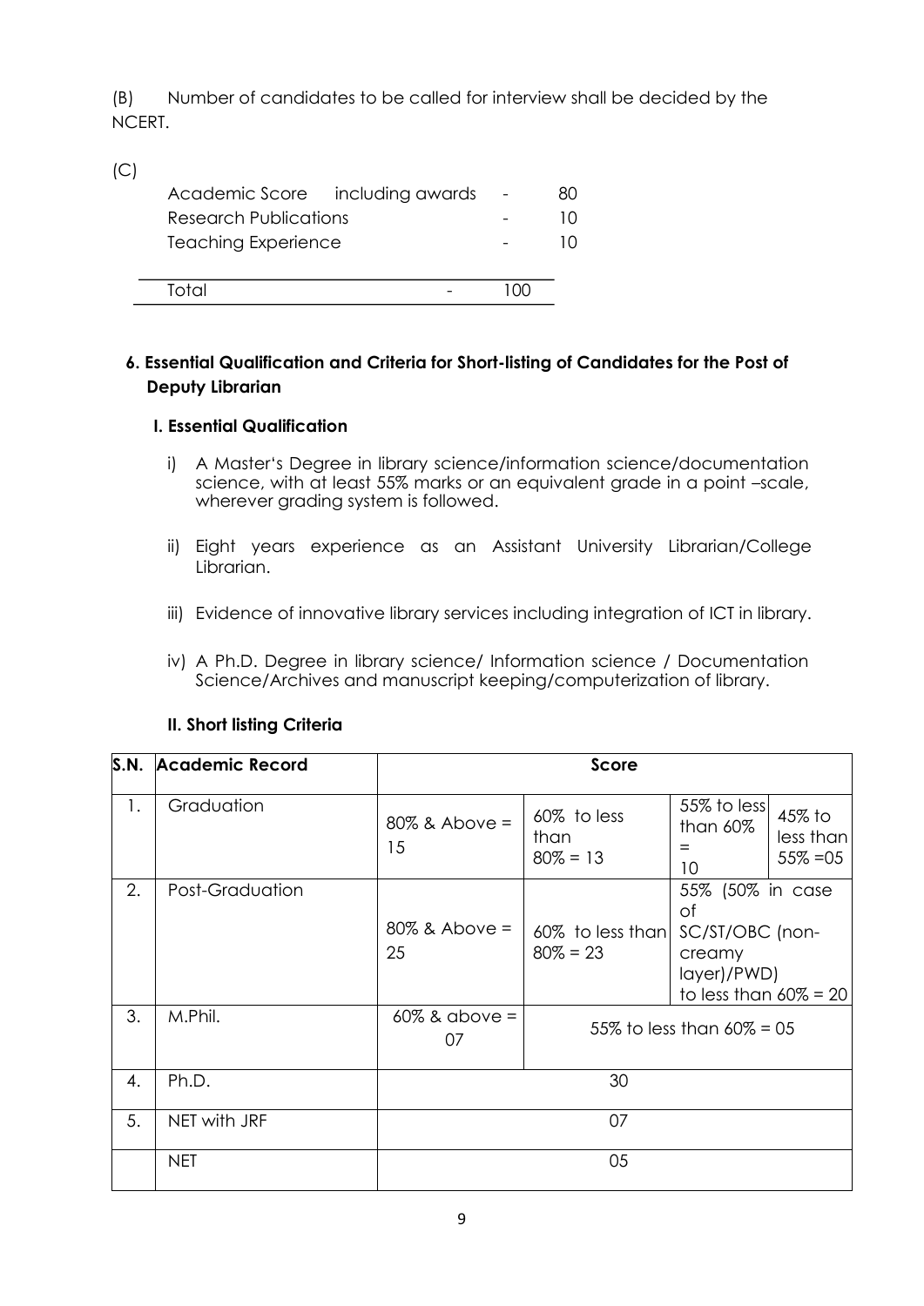(B) Number of candidates to be called for interview shall be decided by the NCERT.

(C)

| | | |
|---|---|---|
| Academic Score including awards | - | 80 |
| Research Publications | - | 10 |
| Teaching Experience | - | 10 |
| Total | - | 100 |

### 6. Essential Qualification and Criteria for Short-listing of Candidates for the Post of Deputy Librarian

#### I. Essential Qualification

i) A Master's Degree in library science/information science/documentation science, with at least 55% marks or an equivalent grade in a point –scale, wherever grading system is followed.

ii) Eight years experience as an Assistant University Librarian/College Librarian.

iii) Evidence of innovative library services including integration of ICT in library.

iv) A Ph.D. Degree in library science/ Information science / Documentation Science/Archives and manuscript keeping/computerization of library.

#### II. Short listing Criteria

| S.N. | Academic Record | Score | | | |
|---|---|---|---|---|---|
| 1. | Graduation | 80% & Above = 15 | 60% to less than 80% = 13 | 55% to less than 60% = 10 | 45% to less than 55% =05 |
| 2. | Post-Graduation | 80% & Above = 25 | 60% to less than 80% = 23 | 55% (50% in case of SC/ST/OBC (non-creamy layer)/PWD) to less than 60% = 20 | |
| 3. | M.Phil. | 60% & above = 07 | 55% to less than 60% = 05 | | |
| 4. | Ph.D. | 30 | | | |
| 5. | NET with JRF | 07 | | | |
| | NET | 05 | | | |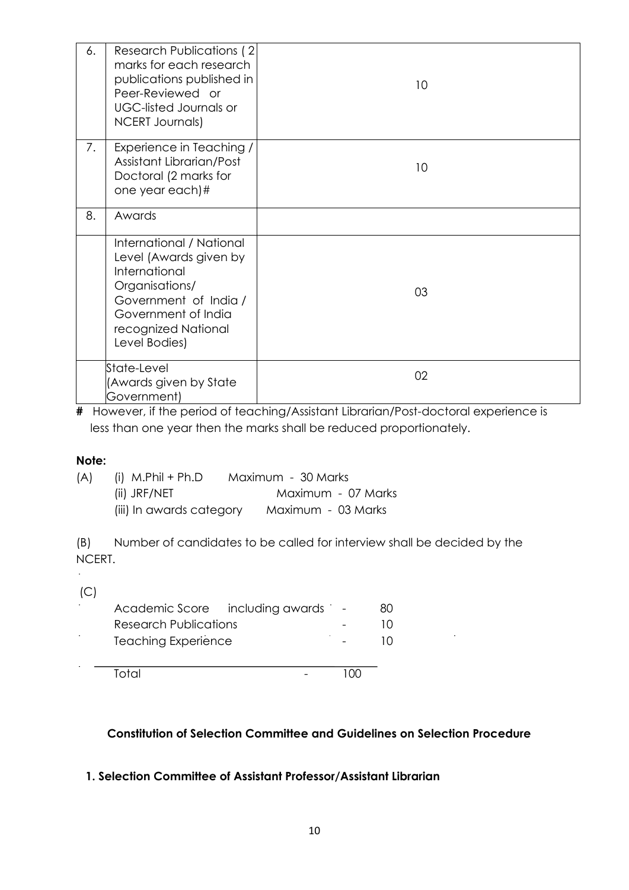| | | |
|---|---|---|
| 6. | Research Publications ( 2 marks for each research publications published in Peer-Reviewed or UGC-listed Journals or NCERT Journals) | 10 |
| 7. | Experience in Teaching / Assistant Librarian/Post Doctoral (2 marks for one year each)# | 10 |
| 8. | Awards | |
| | International / National Level (Awards given by International Organisations/ Government of India / Government of India recognized National Level Bodies) | 03 |
| | State-Level (Awards given by State Government) | 02 |

**#** However, if the period of teaching/Assistant Librarian/Post-doctoral experience is less than one year then the marks shall be reduced proportionately.

**Note:**

(A)
- (i) M.Phil + Ph.D — Maximum - 30 Marks
- (ii) JRF/NET — Maximum - 07 Marks
- (iii) In awards category — Maximum - 03 Marks

(B) Number of candidates to be called for interview shall be decided by the NCERT.

(C)

| | | |
|---|---|---|
| Academic Score including awards | - | 80 |
| Research Publications | - | 10 |
| Teaching Experience | - | 10 |
| Total | - | 100 |

**Constitution of Selection Committee and Guidelines on Selection Procedure**

**1. Selection Committee of Assistant Professor/Assistant Librarian**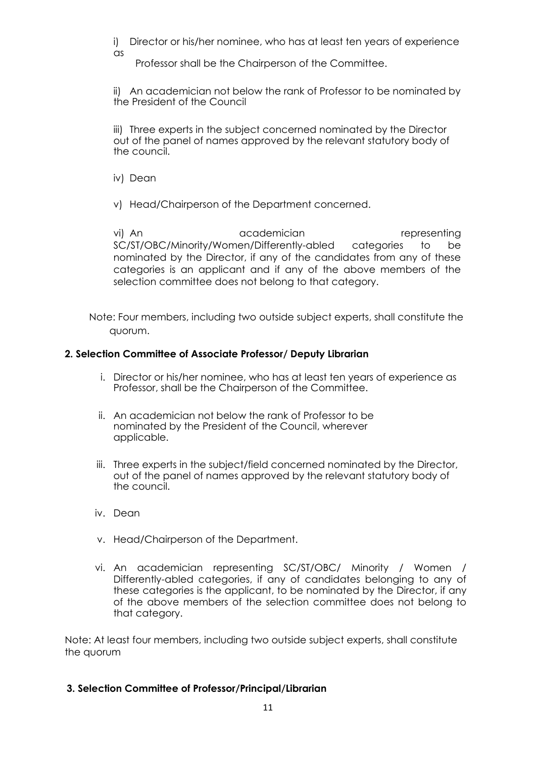i) Director or his/her nominee, who has at least ten years of experience as Professor shall be the Chairperson of the Committee.

ii) An academician not below the rank of Professor to be nominated by the President of the Council

iii) Three experts in the subject concerned nominated by the Director out of the panel of names approved by the relevant statutory body of the council.

iv) Dean

v) Head/Chairperson of the Department concerned.

vi) An academician representing SC/ST/OBC/Minority/Women/Differently-abled categories to be nominated by the Director, if any of the candidates from any of these categories is an applicant and if any of the above members of the selection committee does not belong to that category.

Note: Four members, including two outside subject experts, shall constitute the quorum.

**2. Selection Committee of Associate Professor/ Deputy Librarian**

i. Director or his/her nominee, who has at least ten years of experience as Professor, shall be the Chairperson of the Committee.

ii. An academician not below the rank of Professor to be nominated by the President of the Council, wherever applicable.

iii. Three experts in the subject/field concerned nominated by the Director, out of the panel of names approved by the relevant statutory body of the council.

iv. Dean

v. Head/Chairperson of the Department.

vi. An academician representing SC/ST/OBC/ Minority / Women / Differently-abled categories, if any of candidates belonging to any of these categories is the applicant, to be nominated by the Director, if any of the above members of the selection committee does not belong to that category.

Note: At least four members, including two outside subject experts, shall constitute the quorum

**3. Selection Committee of Professor/Principal/Librarian**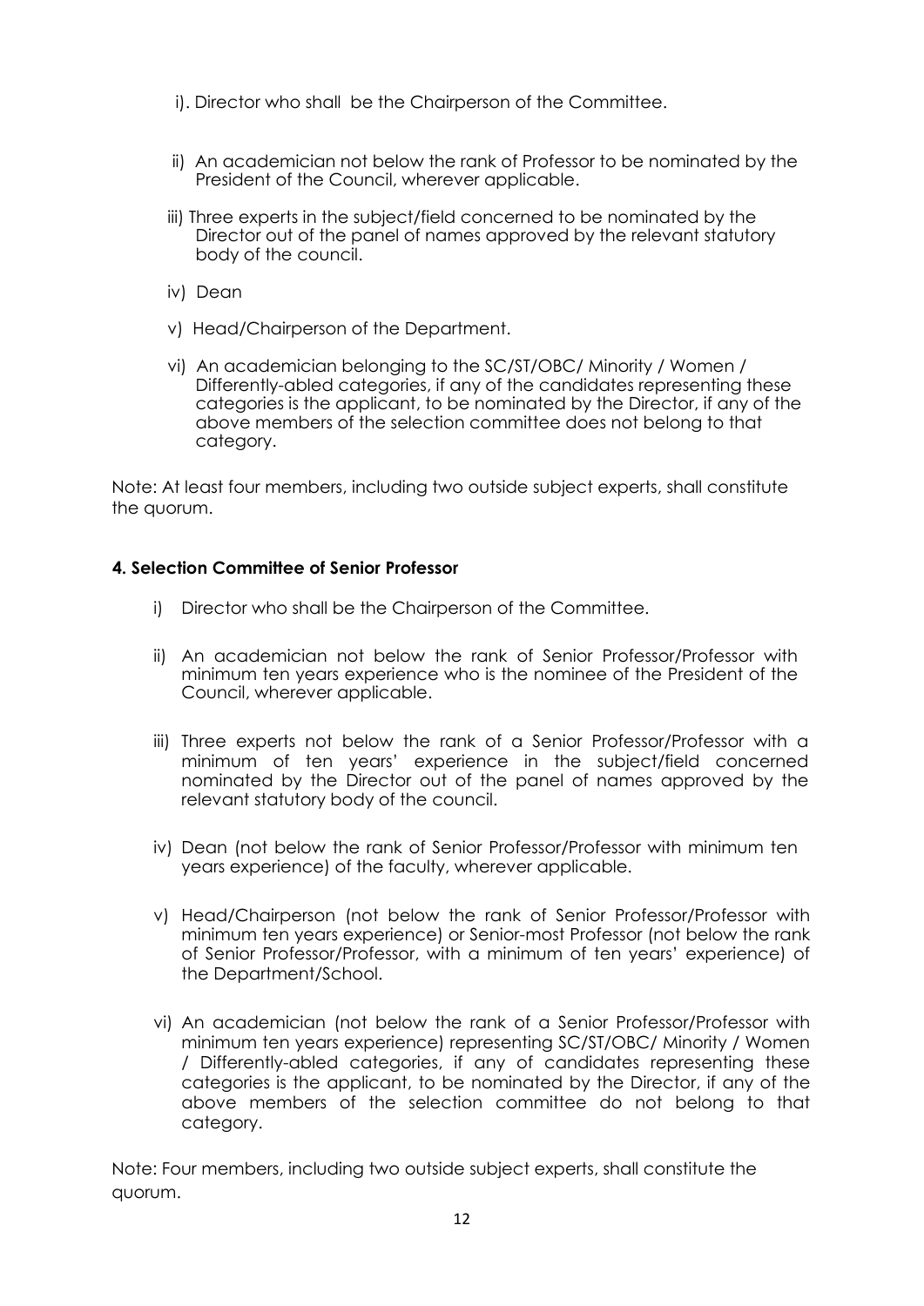i). Director who shall be the Chairperson of the Committee.

ii) An academician not below the rank of Professor to be nominated by the President of the Council, wherever applicable.

iii) Three experts in the subject/field concerned to be nominated by the Director out of the panel of names approved by the relevant statutory body of the council.

iv) Dean

v) Head/Chairperson of the Department.

vi) An academician belonging to the SC/ST/OBC/ Minority / Women / Differently-abled categories, if any of the candidates representing these categories is the applicant, to be nominated by the Director, if any of the above members of the selection committee does not belong to that category.

Note: At least four members, including two outside subject experts, shall constitute the quorum.

**4. Selection Committee of Senior Professor**

i) Director who shall be the Chairperson of the Committee.

ii) An academician not below the rank of Senior Professor/Professor with minimum ten years experience who is the nominee of the President of the Council, wherever applicable.

iii) Three experts not below the rank of a Senior Professor/Professor with a minimum of ten years' experience in the subject/field concerned nominated by the Director out of the panel of names approved by the relevant statutory body of the council.

iv) Dean (not below the rank of Senior Professor/Professor with minimum ten years experience) of the faculty, wherever applicable.

v) Head/Chairperson (not below the rank of Senior Professor/Professor with minimum ten years experience) or Senior-most Professor (not below the rank of Senior Professor/Professor, with a minimum of ten years' experience) of the Department/School.

vi) An academician (not below the rank of a Senior Professor/Professor with minimum ten years experience) representing SC/ST/OBC/ Minority / Women / Differently-abled categories, if any of candidates representing these categories is the applicant, to be nominated by the Director, if any of the above members of the selection committee do not belong to that category.

Note: Four members, including two outside subject experts, shall constitute the quorum.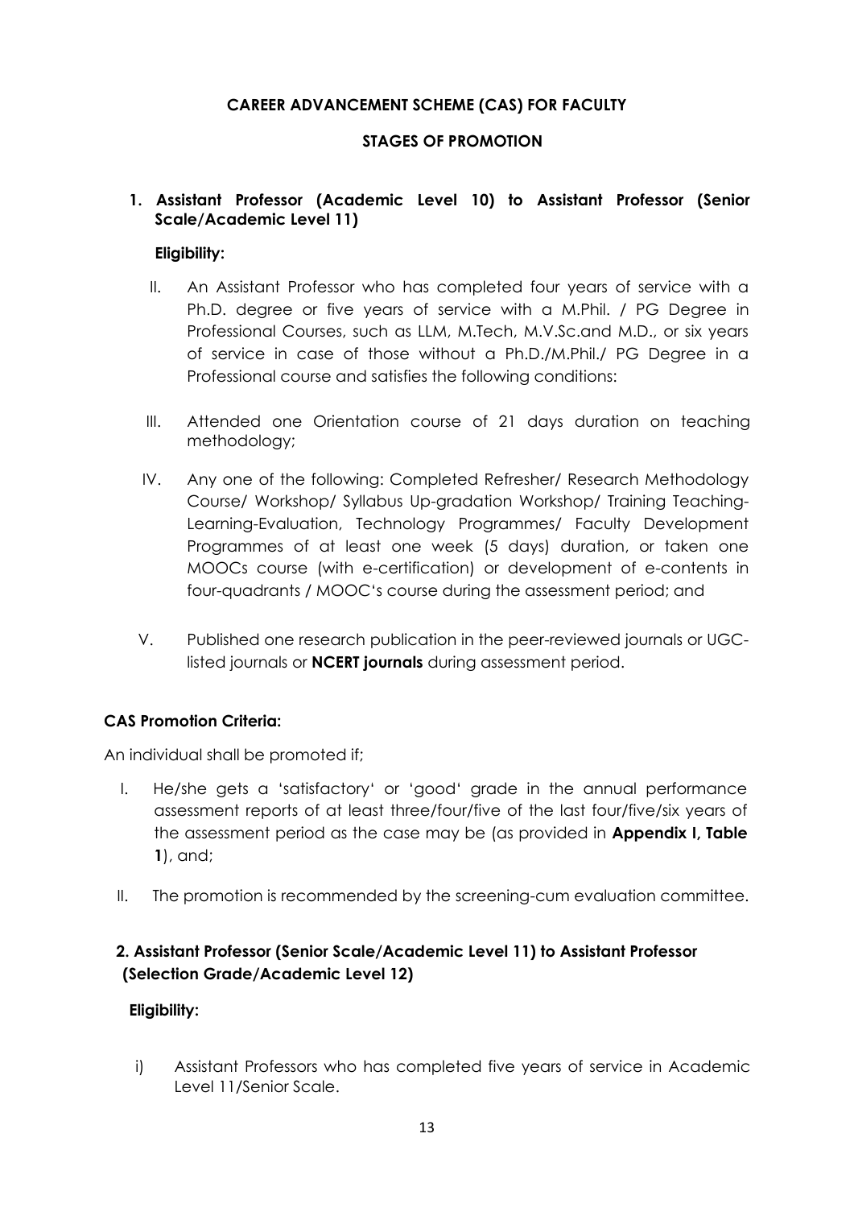**CAREER ADVANCEMENT SCHEME (CAS) FOR FACULTY**

**STAGES OF PROMOTION**

**1. Assistant Professor (Academic Level 10) to Assistant Professor (Senior Scale/Academic Level 11)**

**Eligibility:**

II. An Assistant Professor who has completed four years of service with a Ph.D. degree or five years of service with a M.Phil. / PG Degree in Professional Courses, such as LLM, M.Tech, M.V.Sc.and M.D., or six years of service in case of those without a Ph.D./M.Phil./ PG Degree in a Professional course and satisfies the following conditions:

III. Attended one Orientation course of 21 days duration on teaching methodology;

IV. Any one of the following: Completed Refresher/ Research Methodology Course/ Workshop/ Syllabus Up-gradation Workshop/ Training Teaching-Learning-Evaluation, Technology Programmes/ Faculty Development Programmes of at least one week (5 days) duration, or taken one MOOCs course (with e-certification) or development of e-contents in four-quadrants / MOOC's course during the assessment period; and

V. Published one research publication in the peer-reviewed journals or UGC-listed journals or **NCERT journals** during assessment period.

**CAS Promotion Criteria:**

An individual shall be promoted if;

I. He/she gets a 'satisfactory' or 'good' grade in the annual performance assessment reports of at least three/four/five of the last four/five/six years of the assessment period as the case may be (as provided in **Appendix I, Table 1**), and;

II. The promotion is recommended by the screening-cum evaluation committee.

**2. Assistant Professor (Senior Scale/Academic Level 11) to Assistant Professor (Selection Grade/Academic Level 12)**

**Eligibility:**

i) Assistant Professors who has completed five years of service in Academic Level 11/Senior Scale.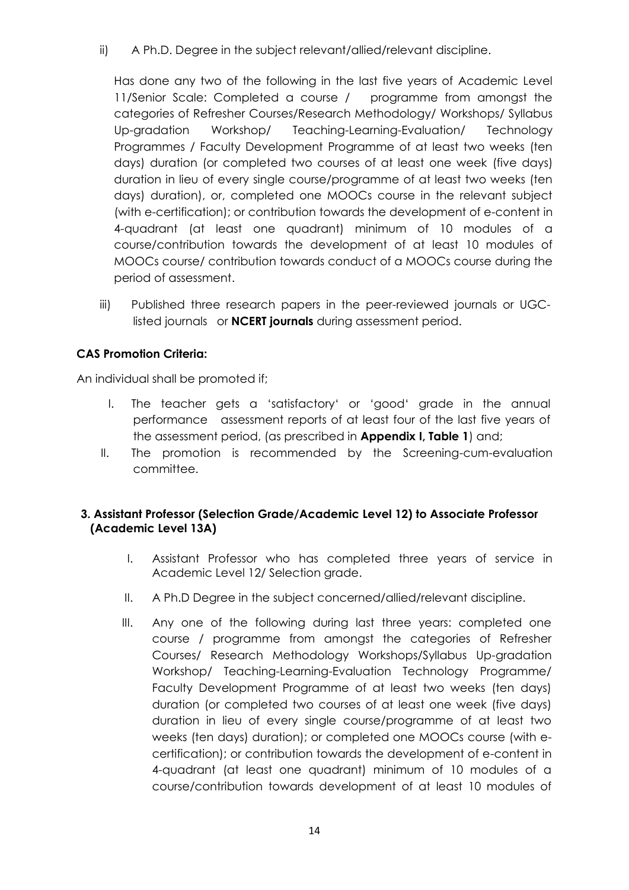ii) A Ph.D. Degree in the subject relevant/allied/relevant discipline.

Has done any two of the following in the last five years of Academic Level 11/Senior Scale: Completed a course / programme from amongst the categories of Refresher Courses/Research Methodology/ Workshops/ Syllabus Up-gradation Workshop/ Teaching-Learning-Evaluation/ Technology Programmes / Faculty Development Programme of at least two weeks (ten days) duration (or completed two courses of at least one week (five days) duration in lieu of every single course/programme of at least two weeks (ten days) duration), or, completed one MOOCs course in the relevant subject (with e-certification); or contribution towards the development of e-content in 4-quadrant (at least one quadrant) minimum of 10 modules of a course/contribution towards the development of at least 10 modules of MOOCs course/ contribution towards conduct of a MOOCs course during the period of assessment.

iii) Published three research papers in the peer-reviewed journals or UGC-listed journals or **NCERT journals** during assessment period.

**CAS Promotion Criteria:**

An individual shall be promoted if;

I. The teacher gets a 'satisfactory' or 'good' grade in the annual performance assessment reports of at least four of the last five years of the assessment period, (as prescribed in **Appendix I, Table 1**) and;

II. The promotion is recommended by the Screening-cum-evaluation committee.

**3. Assistant Professor (Selection Grade/Academic Level 12) to Associate Professor (Academic Level 13A)**

I. Assistant Professor who has completed three years of service in Academic Level 12/ Selection grade.

II. A Ph.D Degree in the subject concerned/allied/relevant discipline.

III. Any one of the following during last three years: completed one course / programme from amongst the categories of Refresher Courses/ Research Methodology Workshops/Syllabus Up-gradation Workshop/ Teaching-Learning-Evaluation Technology Programme/ Faculty Development Programme of at least two weeks (ten days) duration (or completed two courses of at least one week (five days) duration in lieu of every single course/programme of at least two weeks (ten days) duration); or completed one MOOCs course (with e-certification); or contribution towards the development of e-content in 4-quadrant (at least one quadrant) minimum of 10 modules of a course/contribution towards development of at least 10 modules of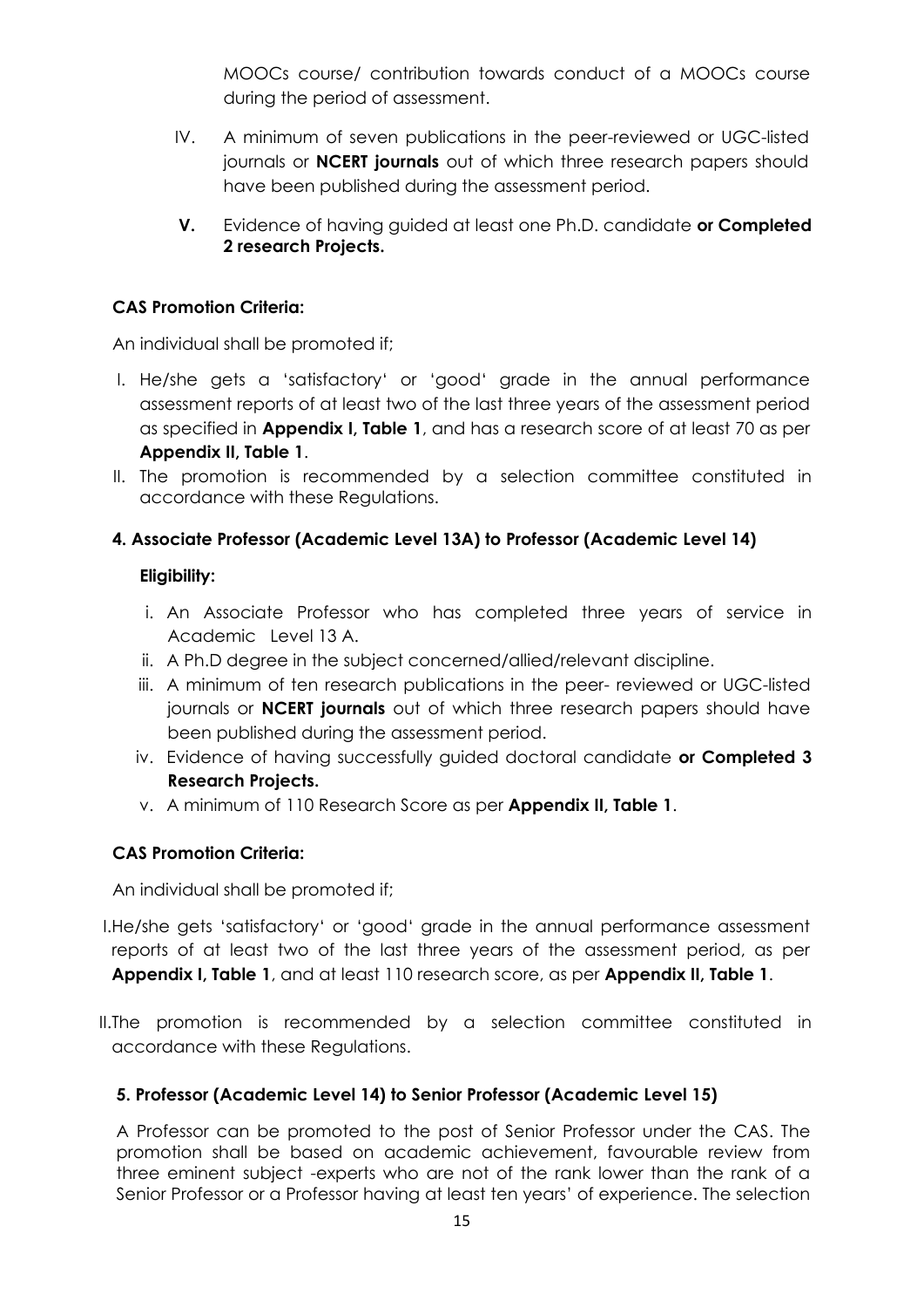MOOCs course/ contribution towards conduct of a MOOCs course during the period of assessment.

IV. A minimum of seven publications in the peer-reviewed or UGC-listed journals or **NCERT journals** out of which three research papers should have been published during the assessment period.

**V.** Evidence of having guided at least one Ph.D. candidate **or Completed 2 research Projects.**

**CAS Promotion Criteria:**

An individual shall be promoted if;

I. He/she gets a 'satisfactory' or 'good' grade in the annual performance assessment reports of at least two of the last three years of the assessment period as specified in **Appendix I, Table 1**, and has a research score of at least 70 as per **Appendix II, Table 1**.

II. The promotion is recommended by a selection committee constituted in accordance with these Regulations.

**4. Associate Professor (Academic Level 13A) to Professor (Academic Level 14)**

**Eligibility:**

i. An Associate Professor who has completed three years of service in Academic Level 13 A.

ii. A Ph.D degree in the subject concerned/allied/relevant discipline.

iii. A minimum of ten research publications in the peer- reviewed or UGC-listed journals or **NCERT journals** out of which three research papers should have been published during the assessment period.

iv. Evidence of having successfully guided doctoral candidate **or Completed 3 Research Projects.**

v. A minimum of 110 Research Score as per **Appendix II, Table 1**.

**CAS Promotion Criteria:**

An individual shall be promoted if;

I. He/she gets 'satisfactory' or 'good' grade in the annual performance assessment reports of at least two of the last three years of the assessment period, as per **Appendix I, Table 1**, and at least 110 research score, as per **Appendix II, Table 1**.

II. The promotion is recommended by a selection committee constituted in accordance with these Regulations.

**5. Professor (Academic Level 14) to Senior Professor (Academic Level 15)**

A Professor can be promoted to the post of Senior Professor under the CAS. The promotion shall be based on academic achievement, favourable review from three eminent subject -experts who are not of the rank lower than the rank of a Senior Professor or a Professor having at least ten years' of experience. The selection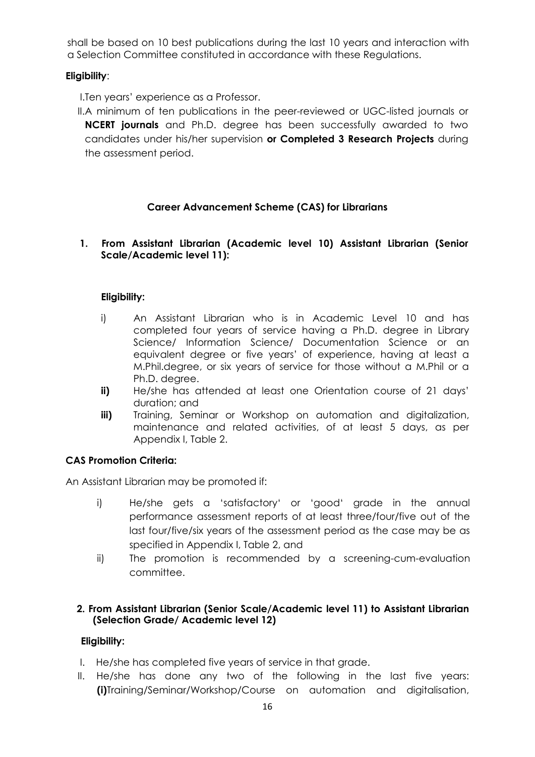shall be based on 10 best publications during the last 10 years and interaction with a Selection Committee constituted in accordance with these Regulations.

**Eligibility**:

I. Ten years' experience as a Professor.

II. A minimum of ten publications in the peer-reviewed or UGC-listed journals or **NCERT journals** and Ph.D. degree has been successfully awarded to two candidates under his/her supervision **or Completed 3 Research Projects** during the assessment period.

### Career Advancement Scheme (CAS) for Librarians

**1. From Assistant Librarian (Academic level 10) Assistant Librarian (Senior Scale/Academic level 11):**

**Eligibility:**

i) An Assistant Librarian who is in Academic Level 10 and has completed four years of service having a Ph.D. degree in Library Science/ Information Science/ Documentation Science or an equivalent degree or five years' of experience, having at least a M.Phil.degree, or six years of service for those without a M.Phil or a Ph.D. degree.

**ii)** He/she has attended at least one Orientation course of 21 days' duration; and

**iii)** Training, Seminar or Workshop on automation and digitalization, maintenance and related activities, of at least 5 days, as per Appendix I, Table 2.

**CAS Promotion Criteria:**

An Assistant Librarian may be promoted if:

i) He/she gets a 'satisfactory' or 'good' grade in the annual performance assessment reports of at least three/four/five out of the last four/five/six years of the assessment period as the case may be as specified in Appendix I, Table 2, and

ii) The promotion is recommended by a screening-cum-evaluation committee.

**2. From Assistant Librarian (Senior Scale/Academic level 11) to Assistant Librarian (Selection Grade/ Academic level 12)**

**Eligibility:**

I. He/she has completed five years of service in that grade.

II. He/she has done any two of the following in the last five years: **(i)** Training/Seminar/Workshop/Course on automation and digitalisation,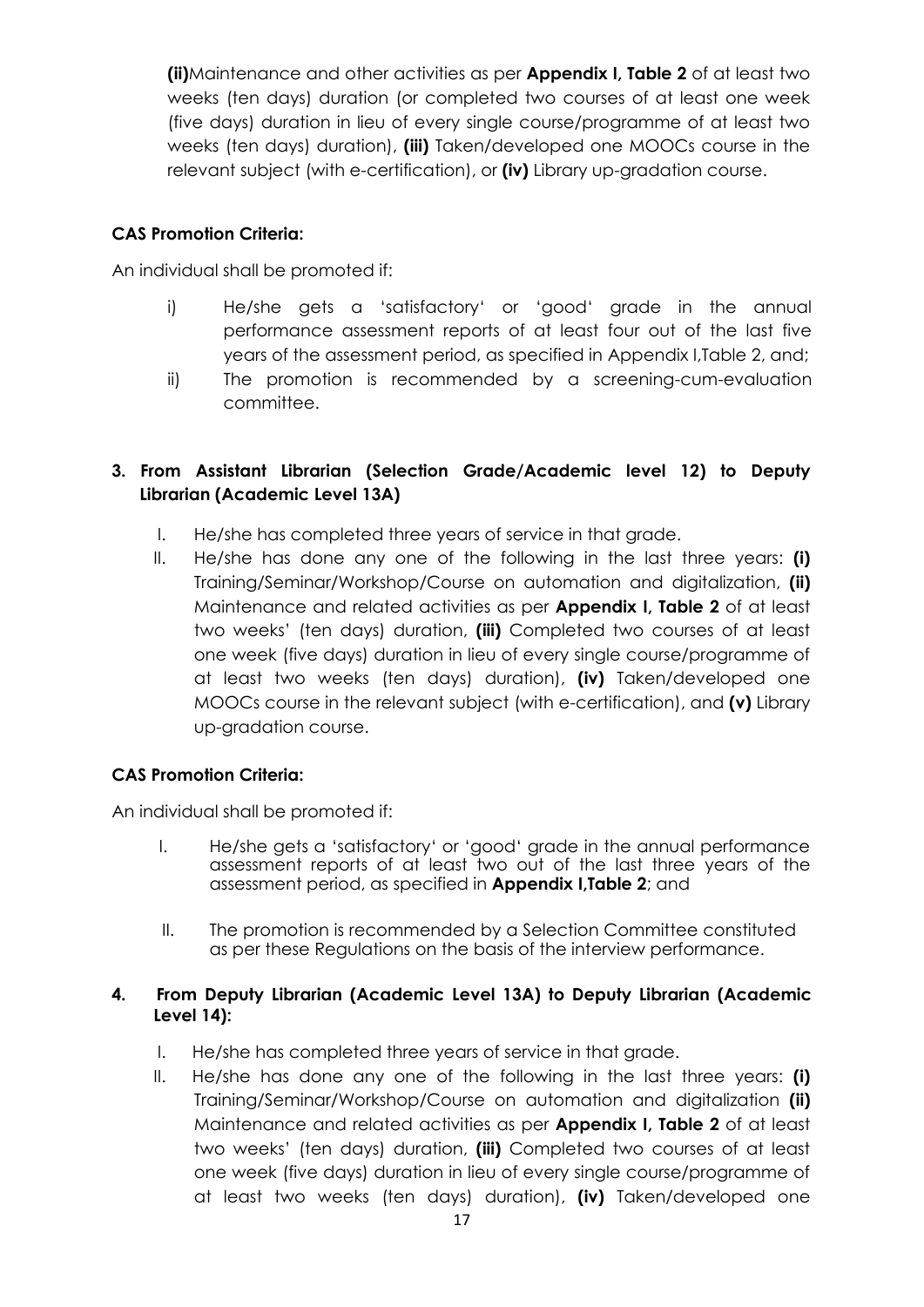**(ii)** Maintenance and other activities as per **Appendix I, Table 2** of at least two weeks (ten days) duration (or completed two courses of at least one week (five days) duration in lieu of every single course/programme of at least two weeks (ten days) duration), **(iii)** Taken/developed one MOOCs course in the relevant subject (with e-certification), or **(iv)** Library up-gradation course.

**CAS Promotion Criteria:**

An individual shall be promoted if:

i) He/she gets a 'satisfactory' or 'good' grade in the annual performance assessment reports of at least four out of the last five years of the assessment period, as specified in Appendix I,Table 2, and;

ii) The promotion is recommended by a screening-cum-evaluation committee.

**3. From Assistant Librarian (Selection Grade/Academic level 12) to Deputy Librarian (Academic Level 13A)**

I. He/she has completed three years of service in that grade.

II. He/she has done any one of the following in the last three years: **(i)** Training/Seminar/Workshop/Course on automation and digitalization, **(ii)** Maintenance and related activities as per **Appendix I, Table 2** of at least two weeks' (ten days) duration, **(iii)** Completed two courses of at least one week (five days) duration in lieu of every single course/programme of at least two weeks (ten days) duration), **(iv)** Taken/developed one MOOCs course in the relevant subject (with e-certification), and **(v)** Library up-gradation course.

**CAS Promotion Criteria:**

An individual shall be promoted if:

I. He/she gets a 'satisfactory' or 'good' grade in the annual performance assessment reports of at least two out of the last three years of the assessment period, as specified in **Appendix I,Table 2**; and

II. The promotion is recommended by a Selection Committee constituted as per these Regulations on the basis of the interview performance.

**4. From Deputy Librarian (Academic Level 13A) to Deputy Librarian (Academic Level 14):**

I. He/she has completed three years of service in that grade.

II. He/she has done any one of the following in the last three years: **(i)** Training/Seminar/Workshop/Course on automation and digitalization **(ii)** Maintenance and related activities as per **Appendix I, Table 2** of at least two weeks' (ten days) duration, **(iii)** Completed two courses of at least one week (five days) duration in lieu of every single course/programme of at least two weeks (ten days) duration), **(iv)** Taken/developed one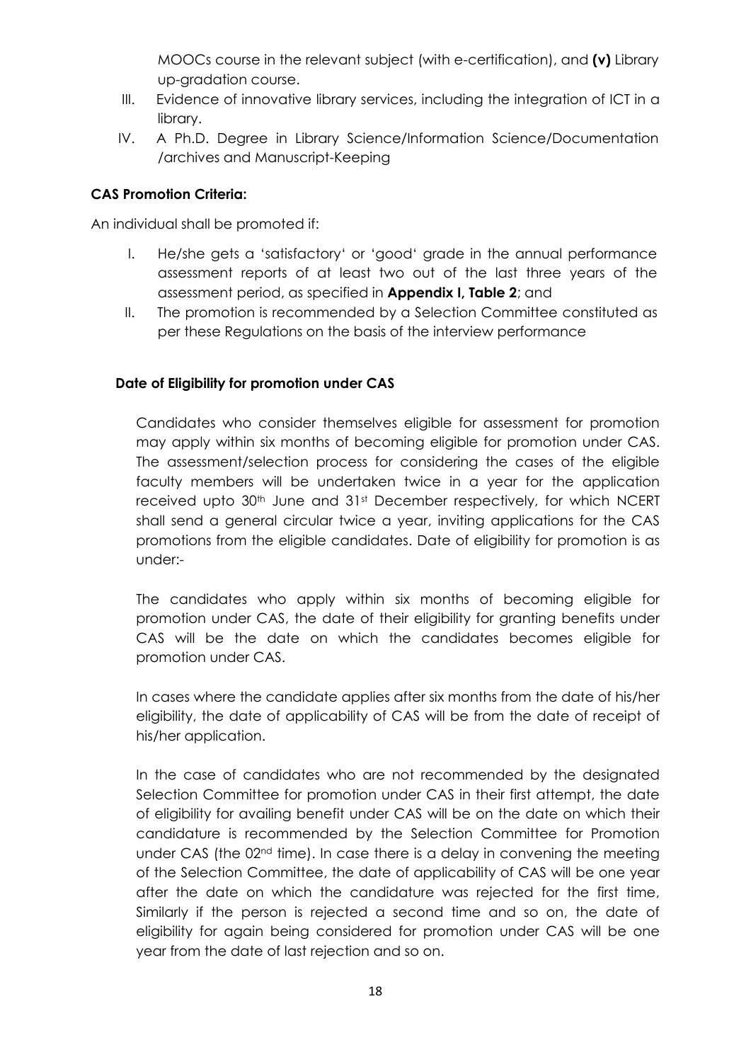MOOCs course in the relevant subject (with e-certification), and **(v)** Library up-gradation course.

III. Evidence of innovative library services, including the integration of ICT in a library.

IV. A Ph.D. Degree in Library Science/Information Science/Documentation /archives and Manuscript-Keeping

**CAS Promotion Criteria:**

An individual shall be promoted if:

I. He/she gets a 'satisfactory' or 'good' grade in the annual performance assessment reports of at least two out of the last three years of the assessment period, as specified in **Appendix I, Table 2**; and

II. The promotion is recommended by a Selection Committee constituted as per these Regulations on the basis of the interview performance

**Date of Eligibility for promotion under CAS**

Candidates who consider themselves eligible for assessment for promotion may apply within six months of becoming eligible for promotion under CAS. The assessment/selection process for considering the cases of the eligible faculty members will be undertaken twice in a year for the application received upto 30th June and 31st December respectively, for which NCERT shall send a general circular twice a year, inviting applications for the CAS promotions from the eligible candidates. Date of eligibility for promotion is as under:-

The candidates who apply within six months of becoming eligible for promotion under CAS, the date of their eligibility for granting benefits under CAS will be the date on which the candidates becomes eligible for promotion under CAS.

In cases where the candidate applies after six months from the date of his/her eligibility, the date of applicability of CAS will be from the date of receipt of his/her application.

In the case of candidates who are not recommended by the designated Selection Committee for promotion under CAS in their first attempt, the date of eligibility for availing benefit under CAS will be on the date on which their candidature is recommended by the Selection Committee for Promotion under CAS (the 02nd time). In case there is a delay in convening the meeting of the Selection Committee, the date of applicability of CAS will be one year after the date on which the candidature was rejected for the first time, Similarly if the person is rejected a second time and so on, the date of eligibility for again being considered for promotion under CAS will be one year from the date of last rejection and so on.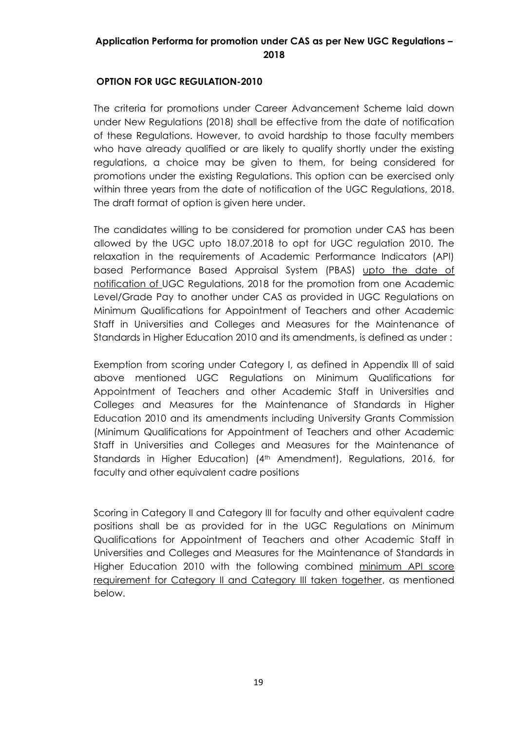## Application Performa for promotion under CAS as per New UGC Regulations – 2018

### OPTION FOR UGC REGULATION-2010

The criteria for promotions under Career Advancement Scheme laid down under New Regulations (2018) shall be effective from the date of notification of these Regulations. However, to avoid hardship to those faculty members who have already qualified or are likely to qualify shortly under the existing regulations, a choice may be given to them, for being considered for promotions under the existing Regulations. This option can be exercised only within three years from the date of notification of the UGC Regulations, 2018. The draft format of option is given here under.

The candidates willing to be considered for promotion under CAS has been allowed by the UGC upto 18.07.2018 to opt for UGC regulation 2010. The relaxation in the requirements of Academic Performance Indicators (API) based Performance Based Appraisal System (PBAS) upto the date of notification of UGC Regulations, 2018 for the promotion from one Academic Level/Grade Pay to another under CAS as provided in UGC Regulations on Minimum Qualifications for Appointment of Teachers and other Academic Staff in Universities and Colleges and Measures for the Maintenance of Standards in Higher Education 2010 and its amendments, is defined as under :

Exemption from scoring under Category I, as defined in Appendix III of said above mentioned UGC Regulations on Minimum Qualifications for Appointment of Teachers and other Academic Staff in Universities and Colleges and Measures for the Maintenance of Standards in Higher Education 2010 and its amendments including University Grants Commission (Minimum Qualifications for Appointment of Teachers and other Academic Staff in Universities and Colleges and Measures for the Maintenance of Standards in Higher Education) (4th Amendment), Regulations, 2016, for faculty and other equivalent cadre positions

Scoring in Category II and Category III for faculty and other equivalent cadre positions shall be as provided for in the UGC Regulations on Minimum Qualifications for Appointment of Teachers and other Academic Staff in Universities and Colleges and Measures for the Maintenance of Standards in Higher Education 2010 with the following combined minimum API score requirement for Category II and Category III taken together, as mentioned below.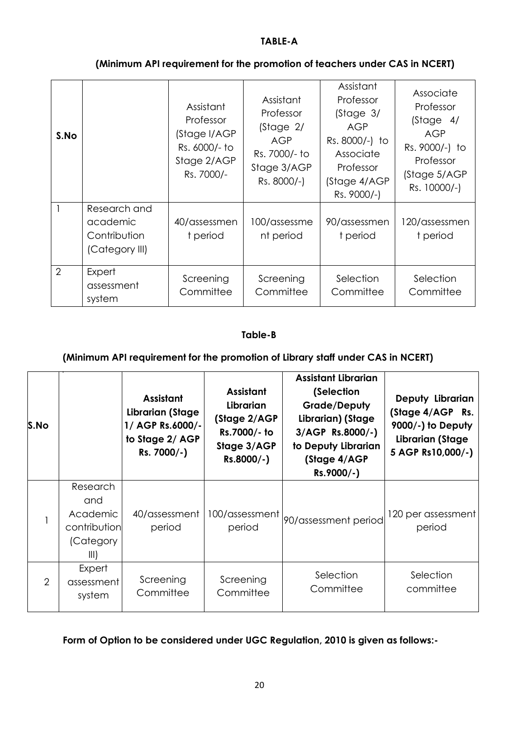**TABLE-A**

**(Minimum API requirement for the promotion of teachers under CAS in NCERT)**

| S.No | | Assistant Professor (Stage I/AGP Rs. 6000/- to Stage 2/AGP Rs. 7000/- | Assistant Professor (Stage 2/ AGP Rs. 7000/- to Stage 3/AGP Rs. 8000/-) | Assistant Professor (Stage 3/ AGP Rs. 8000/-) to Associate Professor (Stage 4/AGP Rs. 9000/-) | Associate Professor (Stage 4/ AGP Rs. 9000/-) to Professor (Stage 5/AGP Rs. 10000/-) |
|---|---|---|---|---|---|
| 1 | Research and academic Contribution (Category III) | 40/assessment period | 100/assessment period | 90/assessment period | 120/assessment period |
| 2 | Expert assessment system | Screening Committee | Screening Committee | Selection Committee | Selection Committee |

**Table-B**

**(Minimum API requirement for the promotion of Library staff under CAS in NCERT)**

| S.No | | **Assistant Librarian (Stage 1/ AGP Rs.6000/- to Stage 2/ AGP Rs. 7000/-)** | **Assistant Librarian (Stage 2/AGP Rs.7000/- to Stage 3/AGP Rs.8000/-)** | **Assistant Librarian (Selection Grade/Deputy Librarian) (Stage 3/AGP Rs.8000/-) to Deputy Librarian (Stage 4/AGP Rs.9000/-)** | **Deputy Librarian (Stage 4/AGP Rs. 9000/-) to Deputy Librarian (Stage 5 AGP Rs10,000/-)** |
|---|---|---|---|---|---|
| 1 | Research and Academic contribution (Category III) | 40/assessment period | 100/assessment period | 90/assessment period | 120 per assessment period |
| 2 | Expert assessment system | Screening Committee | Screening Committee | Selection Committee | Selection committee |

**Form of Option to be considered under UGC Regulation, 2010 is given as follows:-**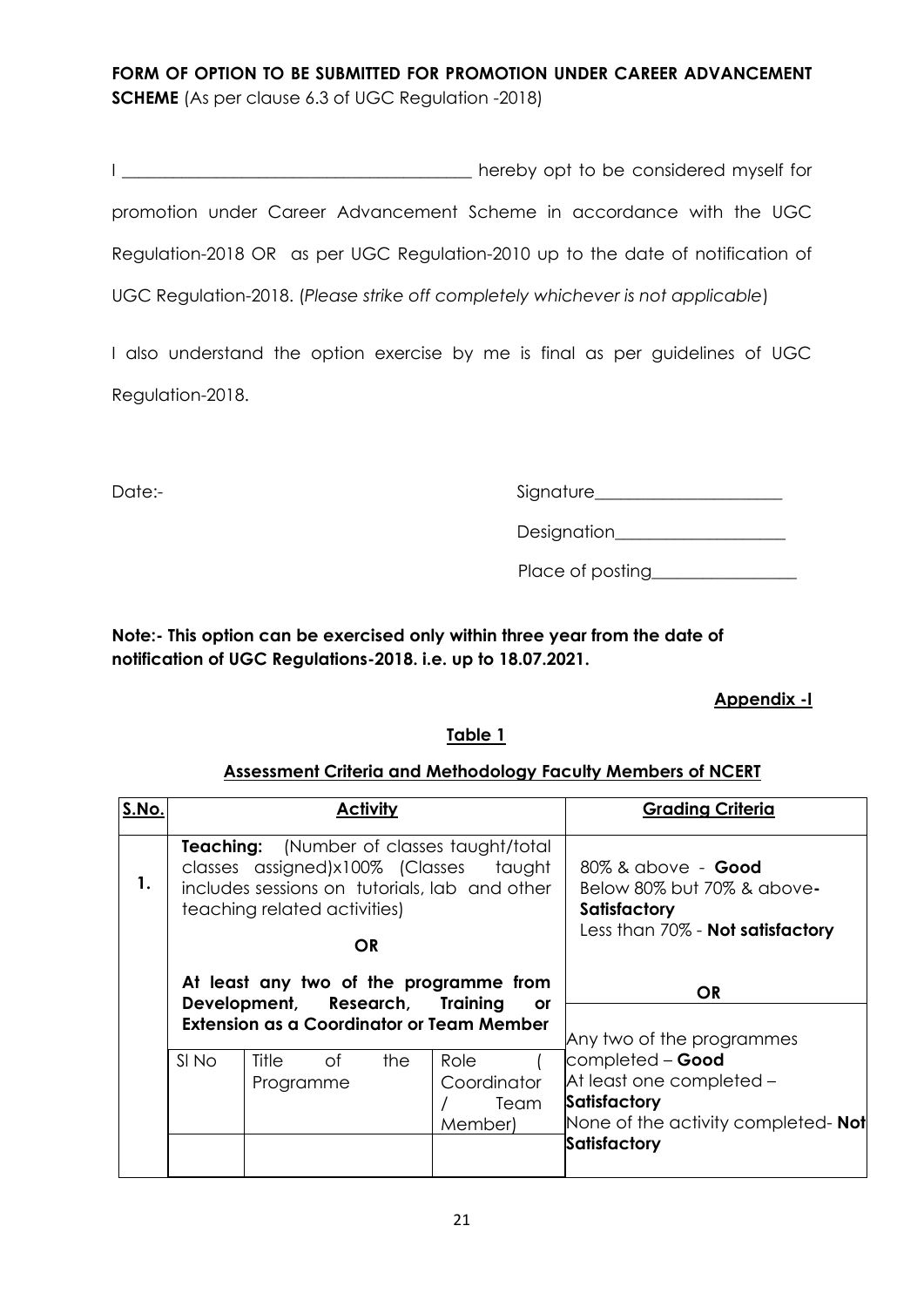**FORM OF OPTION TO BE SUBMITTED FOR PROMOTION UNDER CAREER ADVANCEMENT SCHEME** (As per clause 6.3 of UGC Regulation -2018)

I ________________________________________ hereby opt to be considered myself for promotion under Career Advancement Scheme in accordance with the UGC Regulation-2018 OR as per UGC Regulation-2010 up to the date of notification of UGC Regulation-2018. (*Please strike off completely whichever is not applicable*)

I also understand the option exercise by me is final as per guidelines of UGC Regulation-2018.

Date:-

Signature______________________

Designation____________________

Place of posting_________________

**Note:- This option can be exercised only within three year from the date of notification of UGC Regulations-2018. i.e. up to 18.07.2021.**

**Appendix -I**

**Table 1**

**Assessment Criteria and Methodology Faculty Members of NCERT**

| **S.No.** | **Activity** | **Grading Criteria** |
|---|---|---|
| **1.** | **Teaching:** (Number of classes taught/total classes assigned)x100% (Classes taught includes sessions on tutorials, lab and other teaching related activities) | 80% & above - **Good**<br>Below 80% but 70% & above- **Satisfactory**<br>Less than 70% - **Not satisfactory** |
| | **OR** | **OR** |
| | **At least any two of the programme from Development, Research, Training or Extension as a Coordinator or Team Member**<br><br>Sl No \| Title of the Programme \| Role ( Coordinator / Team Member) | Any two of the programmes completed – **Good**<br>At least one completed – **Satisfactory**<br>None of the activity completed- **Not Satisfactory** |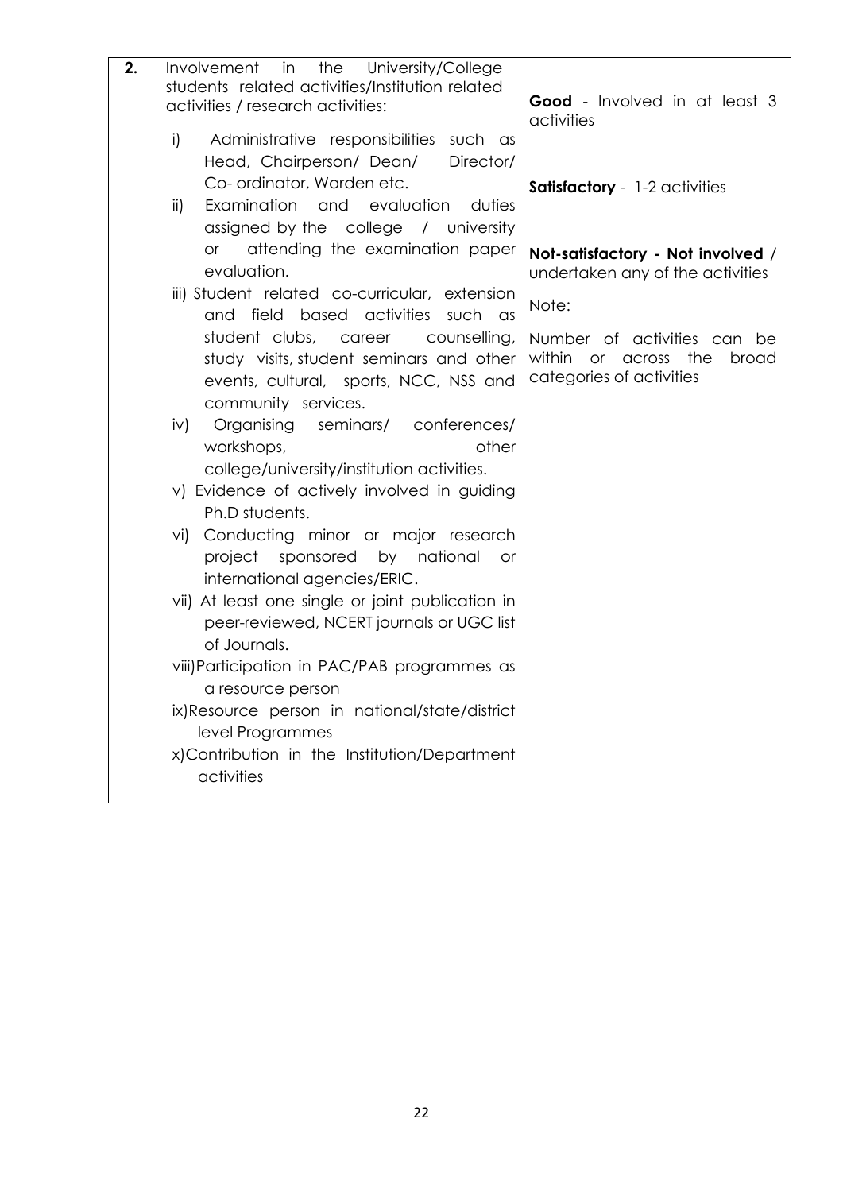| | | |
|---|---|---|
| **2.** | Involvement in the University/College students related activities/Institution related activities / research activities:<br><br>i) Administrative responsibilities such as Head, Chairperson/ Dean/ Director/ Co- ordinator, Warden etc.<br>ii) Examination and evaluation duties assigned by the college / university or attending the examination paper evaluation.<br>iii) Student related co-curricular, extension and field based activities such as student clubs, career counselling, study visits, student seminars and other events, cultural, sports, NCC, NSS and community services.<br>iv) Organising seminars/ conferences/ workshops, other college/university/institution activities.<br>v) Evidence of actively involved in guiding Ph.D students.<br>vi) Conducting minor or major research project sponsored by national or international agencies/ERIC.<br>vii) At least one single or joint publication in peer-reviewed, NCERT journals or UGC list of Journals.<br>viii) Participation in PAC/PAB programmes as a resource person<br>ix) Resource person in national/state/district level Programmes<br>x) Contribution in the Institution/Department activities | **Good** - Involved in at least 3 activities<br><br>**Satisfactory** - 1-2 activities<br><br>**Not-satisfactory - Not involved** / undertaken any of the activities<br><br>Note:<br><br>Number of activities can be within or across the broad categories of activities |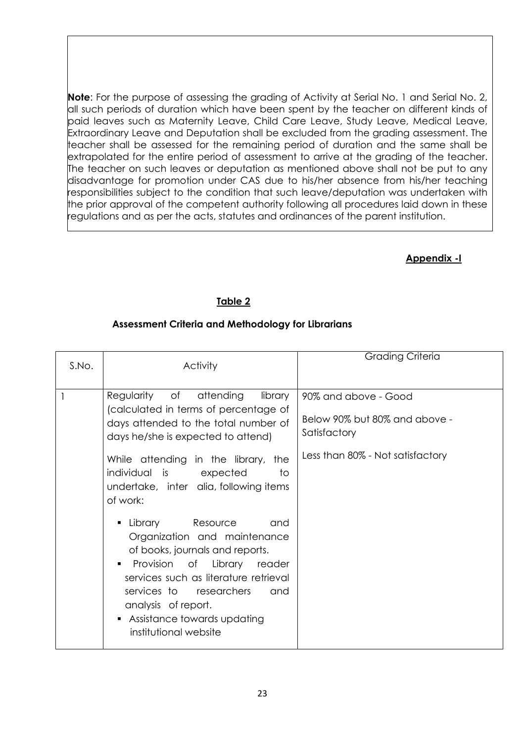**Note**: For the purpose of assessing the grading of Activity at Serial No. 1 and Serial No. 2, all such periods of duration which have been spent by the teacher on different kinds of paid leaves such as Maternity Leave, Child Care Leave, Study Leave, Medical Leave, Extraordinary Leave and Deputation shall be excluded from the grading assessment. The teacher shall be assessed for the remaining period of duration and the same shall be extrapolated for the entire period of assessment to arrive at the grading of the teacher. The teacher on such leaves or deputation as mentioned above shall not be put to any disadvantage for promotion under CAS due to his/her absence from his/her teaching responsibilities subject to the condition that such leave/deputation was undertaken with the prior approval of the competent authority following all procedures laid down in these regulations and as per the acts, statutes and ordinances of the parent institution.

**Appendix -I**

**Table 2**

**Assessment Criteria and Methodology for Librarians**

| S.No. | Activity | Grading Criteria |
|---|---|---|
| 1 | Regularity of attending library (calculated in terms of percentage of days attended to the total number of days he/she is expected to attend)<br><br>While attending in the library, the individual is expected to undertake, inter alia, following items of work:<br><br>▪ Library Resource and Organization and maintenance of books, journals and reports.<br>▪ Provision of Library reader services such as literature retrieval services to researchers and analysis of report.<br>▪ Assistance towards updating institutional website | 90% and above - Good<br><br>Below 90% but 80% and above - Satisfactory<br><br>Less than 80% - Not satisfactory |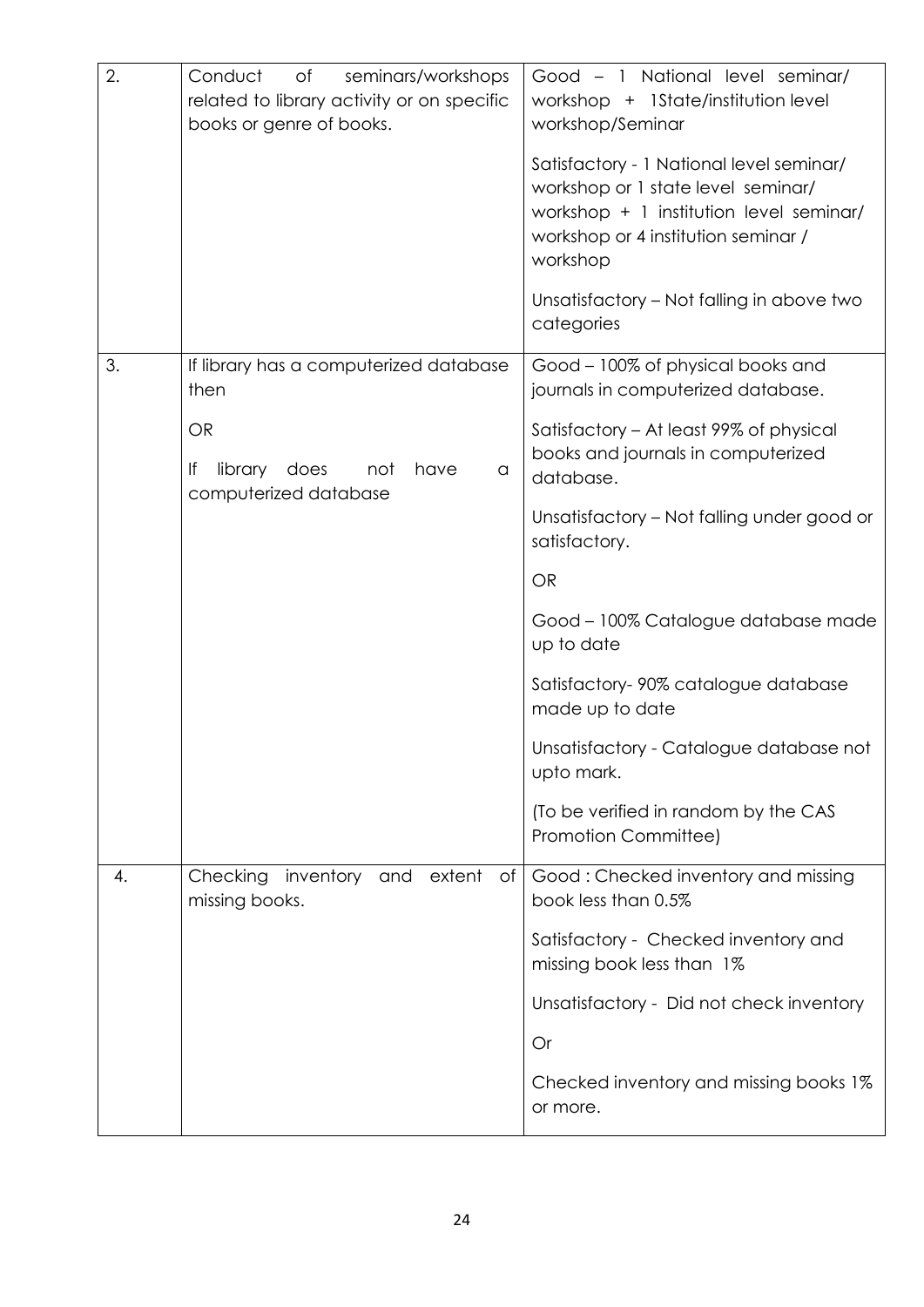| | | |
|---|---|---|
| 2. | Conduct of seminars/workshops related to library activity or on specific books or genre of books. | Good – 1 National level seminar/ workshop + 1State/institution level workshop/Seminar<br><br>Satisfactory - 1 National level seminar/ workshop or 1 state level seminar/ workshop + 1 institution level seminar/ workshop or 4 institution seminar / workshop<br><br>Unsatisfactory – Not falling in above two categories |
| 3. | If library has a computerized database then<br><br>OR<br><br>If library does not have a computerized database | Good – 100% of physical books and journals in computerized database.<br><br>Satisfactory – At least 99% of physical books and journals in computerized database.<br><br>Unsatisfactory – Not falling under good or satisfactory.<br><br>OR<br><br>Good – 100% Catalogue database made up to date<br><br>Satisfactory- 90% catalogue database made up to date<br><br>Unsatisfactory - Catalogue database not upto mark.<br><br>(To be verified in random by the CAS Promotion Committee) |
| 4. | Checking inventory and extent of missing books. | Good : Checked inventory and missing book less than 0.5%<br><br>Satisfactory - Checked inventory and missing book less than 1%<br><br>Unsatisfactory - Did not check inventory<br><br>Or<br><br>Checked inventory and missing books 1% or more. |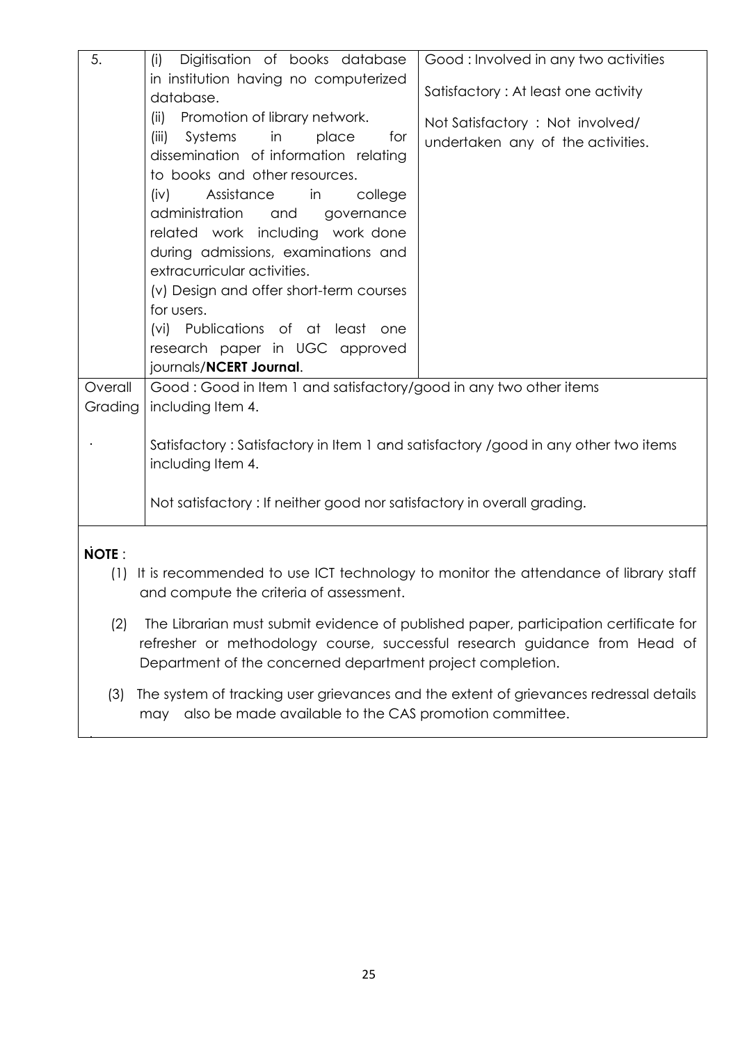| 5. | (i) Digitisation of books database in institution having no computerized database.<br>(ii) Promotion of library network.<br>(iii) Systems in place for dissemination of information relating to books and other resources.<br>(iv) Assistance in college administration and governance related work including work done during admissions, examinations and extracurricular activities.<br>(v) Design and offer short-term courses for users.<br>(vi) Publications of at least one research paper in UGC approved journals/**NCERT Journal**. | Good : Involved in any two activities<br><br>Satisfactory : At least one activity<br><br>Not Satisfactory : Not involved/ undertaken any of the activities. |
|---|---|---|
| Overall Grading | Good : Good in Item 1 and satisfactory/good in any two other items including Item 4.<br><br>Satisfactory : Satisfactory in Item 1 and satisfactory /good in any other two items including Item 4.<br><br>Not satisfactory : If neither good nor satisfactory in overall grading. | |

**NOTE** :

(1) It is recommended to use ICT technology to monitor the attendance of library staff and compute the criteria of assessment.

(2) The Librarian must submit evidence of published paper, participation certificate for refresher or methodology course, successful research guidance from Head of Department of the concerned department project completion.

(3) The system of tracking user grievances and the extent of grievances redressal details may also be made available to the CAS promotion committee.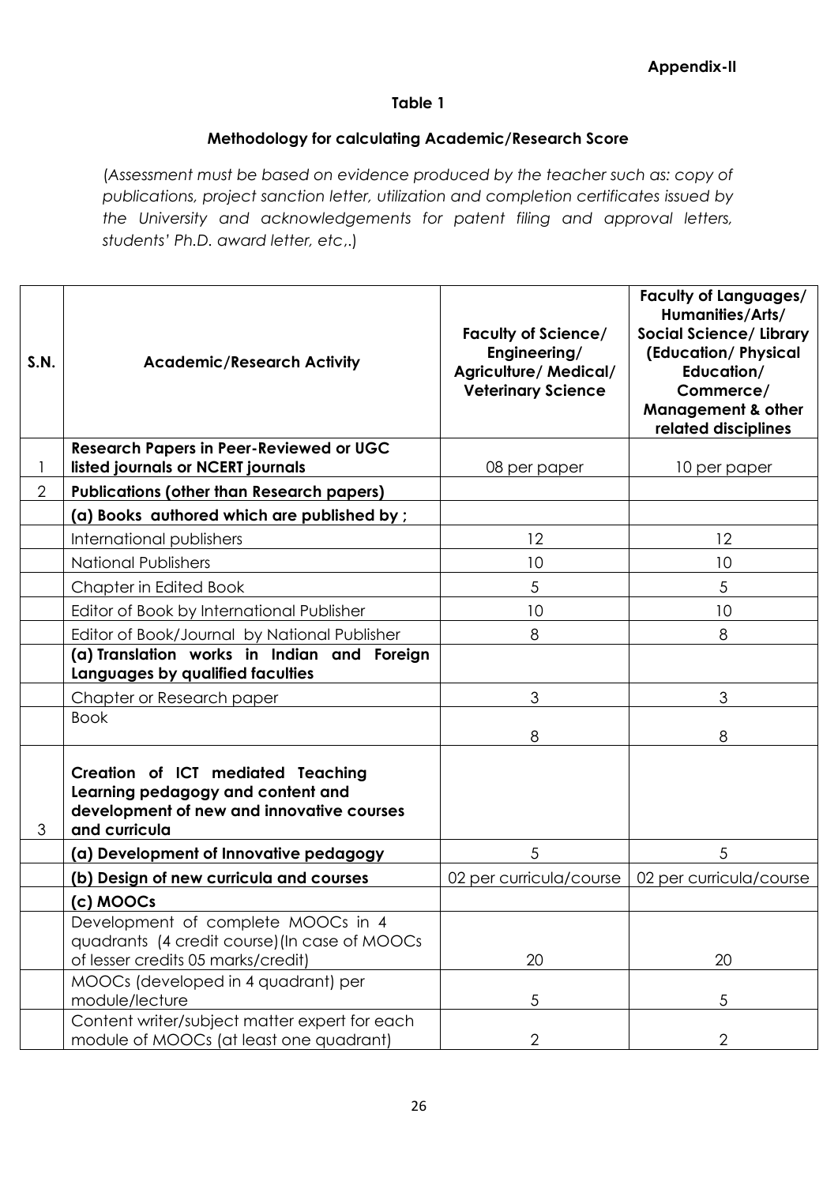**Appendix-II**

**Table 1**

**Methodology for calculating Academic/Research Score**

(*Assessment must be based on evidence produced by the teacher such as: copy of publications, project sanction letter, utilization and completion certificates issued by the University and acknowledgements for patent filing and approval letters, students' Ph.D. award letter, etc,.*)

| S.N. | Academic/Research Activity | Faculty of Science/ Engineering/ Agriculture/ Medical/ Veterinary Science | Faculty of Languages/ Humanities/Arts/ Social Science/ Library (Education/ Physical Education/ Commerce/ Management & other related disciplines |
|---|---|---|---|
| 1 | **Research Papers in Peer-Reviewed or UGC listed journals or NCERT journals** | 08 per paper | 10 per paper |
| 2 | **Publications (other than Research papers)** | | |
| | **(a) Books authored which are published by ;** | | |
| | International publishers | 12 | 12 |
| | National Publishers | 10 | 10 |
| | Chapter in Edited Book | 5 | 5 |
| | Editor of Book by International Publisher | 10 | 10 |
| | Editor of Book/Journal by National Publisher | 8 | 8 |
| | **(a) Translation works in Indian and Foreign Languages by qualified faculties** | | |
| | Chapter or Research paper | 3 | 3 |
| | Book | 8 | 8 |
| 3 | **Creation of ICT mediated Teaching Learning pedagogy and content and development of new and innovative courses and curricula** | | |
| | **(a) Development of Innovative pedagogy** | 5 | 5 |
| | **(b) Design of new curricula and courses** | 02 per curricula/course | 02 per curricula/course |
| | **(c) MOOCs** | | |
| | Development of complete MOOCs in 4 quadrants (4 credit course)(In case of MOOCs of lesser credits 05 marks/credit) | 20 | 20 |
| | MOOCs (developed in 4 quadrant) per module/lecture | 5 | 5 |
| | Content writer/subject matter expert for each module of MOOCs (at least one quadrant) | 2 | 2 |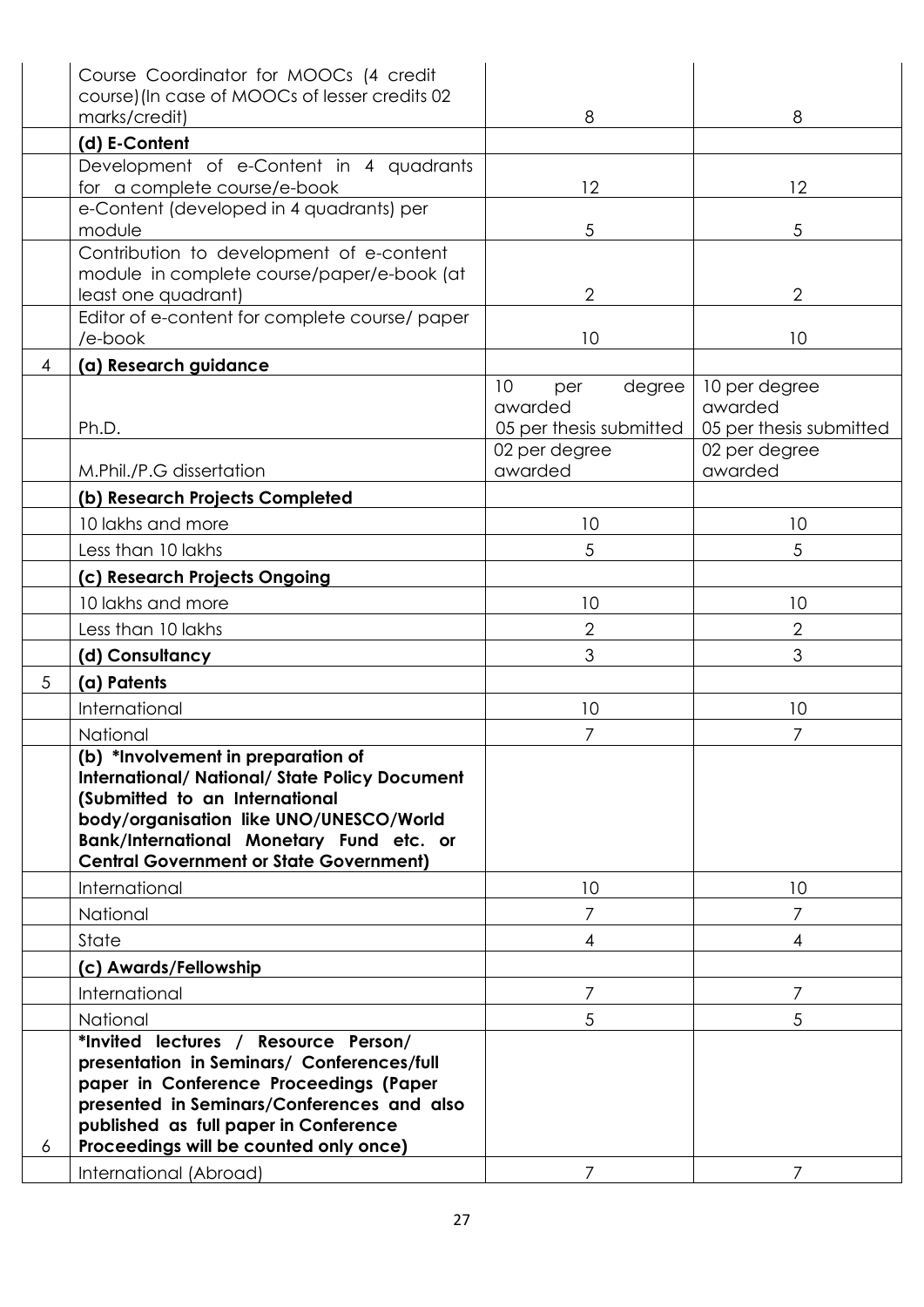| | | | |
|---|---|---|---|
| | Course Coordinator for MOOCs (4 credit course)(In case of MOOCs of lesser credits 02 marks/credit) | 8 | 8 |
| | **(d) E-Content** | | |
| | Development of e-Content in 4 quadrants for a complete course/e-book | 12 | 12 |
| | e-Content (developed in 4 quadrants) per module | 5 | 5 |
| | Contribution to development of e-content module in complete course/paper/e-book (at least one quadrant) | 2 | 2 |
| | Editor of e-content for complete course/ paper /e-book | 10 | 10 |
| 4 | **(a) Research guidance** | | |
| | Ph.D. | 10 per degree awarded<br>05 per thesis submitted | 10 per degree awarded<br>05 per thesis submitted |
| | M.Phil./P.G dissertation | 02 per degree awarded | 02 per degree awarded |
| | **(b) Research Projects Completed** | | |
| | 10 lakhs and more | 10 | 10 |
| | Less than 10 lakhs | 5 | 5 |
| | **(c) Research Projects Ongoing** | | |
| | 10 lakhs and more | 10 | 10 |
| | Less than 10 lakhs | 2 | 2 |
| | **(d) Consultancy** | 3 | 3 |
| 5 | **(a) Patents** | | |
| | International | 10 | 10 |
| | National | 7 | 7 |
| | **(b) *Involvement in preparation of International/ National/ State Policy Document (Submitted to an International body/organisation like UNO/UNESCO/World Bank/International Monetary Fund etc. or Central Government or State Government)** | | |
| | International | 10 | 10 |
| | National | 7 | 7 |
| | State | 4 | 4 |
| | **(c) Awards/Fellowship** | | |
| | International | 7 | 7 |
| | National | 5 | 5 |
| 6 | **\*Invited lectures / Resource Person/ presentation in Seminars/ Conferences/full paper in Conference Proceedings (Paper presented in Seminars/Conferences and also published as full paper in Conference Proceedings will be counted only once)** | | |
| | International (Abroad) | 7 | 7 |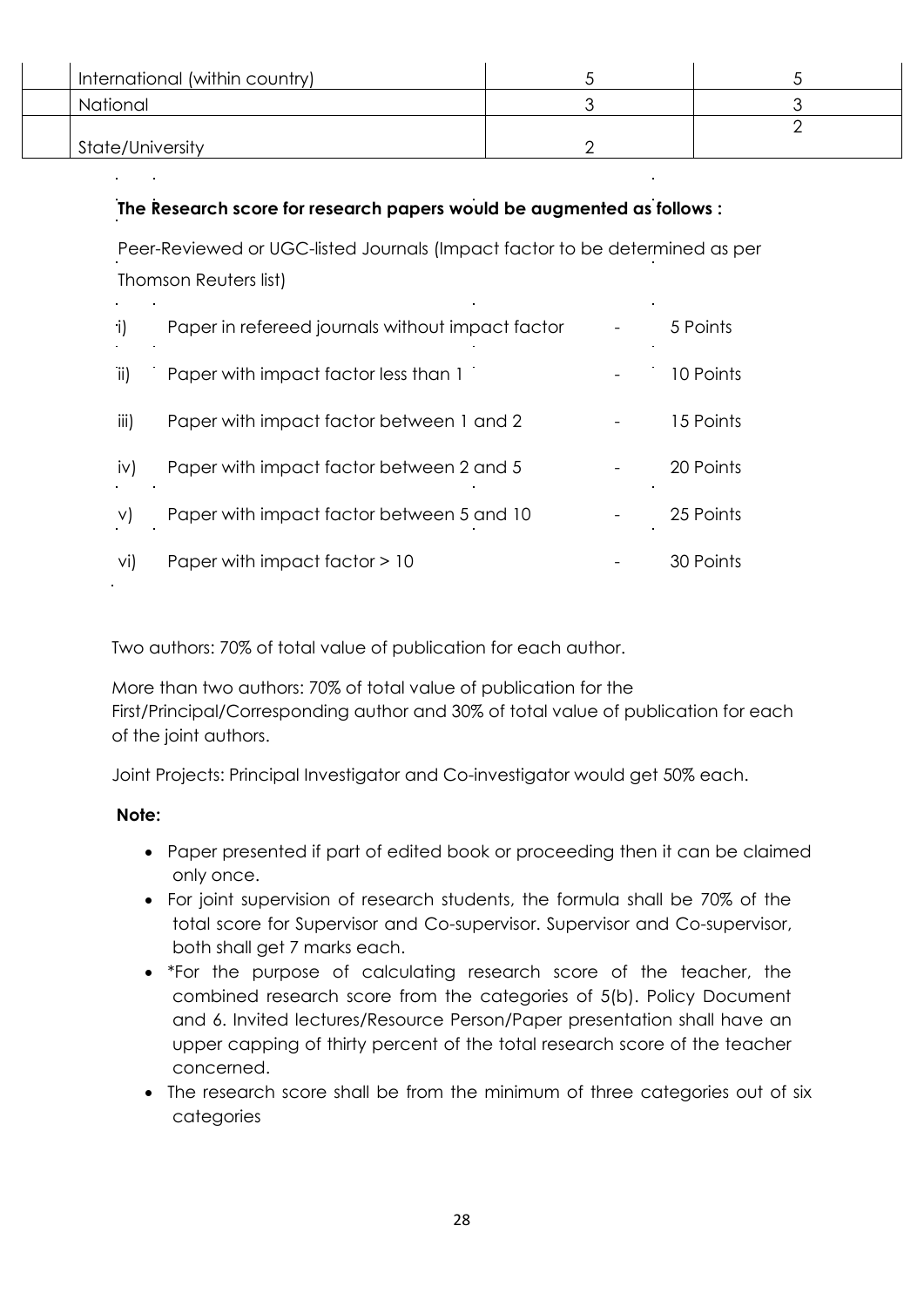| | | | |
|---|---|---|---|
| | International (within country) | 5 | 5 |
| | National | 3 | 3 |
| | State/University | 2 | 2 |

**The Research score for research papers would be augmented as follows :**

Peer-Reviewed or UGC-listed Journals (Impact factor to be determined as per Thomson Reuters list)

| | | | |
|---|---|---|---|
| i) | Paper in refereed journals without impact factor | - | 5 Points |
| ii) | Paper with impact factor less than 1 | - | 10 Points |
| iii) | Paper with impact factor between 1 and 2 | - | 15 Points |
| iv) | Paper with impact factor between 2 and 5 | - | 20 Points |
| v) | Paper with impact factor between 5 and 10 | - | 25 Points |
| vi) | Paper with impact factor > 10 | - | 30 Points |

Two authors: 70% of total value of publication for each author.

More than two authors: 70% of total value of publication for the First/Principal/Corresponding author and 30% of total value of publication for each of the joint authors.

Joint Projects: Principal Investigator and Co-investigator would get 50% each.

**Note:**

- Paper presented if part of edited book or proceeding then it can be claimed only once.
- For joint supervision of research students, the formula shall be 70% of the total score for Supervisor and Co-supervisor. Supervisor and Co-supervisor, both shall get 7 marks each.
- *For the purpose of calculating research score of the teacher, the combined research score from the categories of 5(b). Policy Document and 6. Invited lectures/Resource Person/Paper presentation shall have an upper capping of thirty percent of the total research score of the teacher concerned.
- The research score shall be from the minimum of three categories out of six categories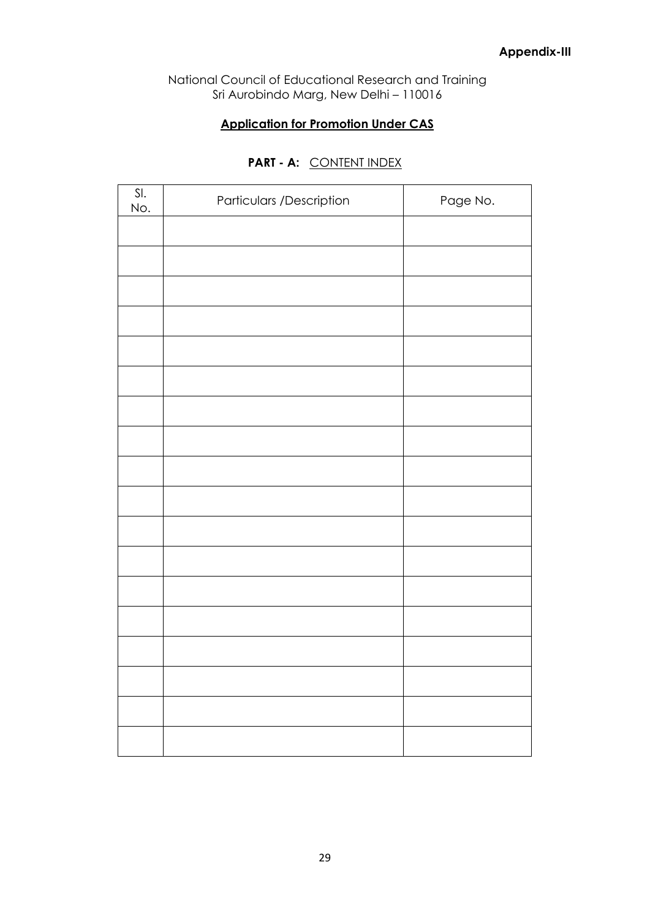**Appendix-III**

National Council of Educational Research and Training
Sri Aurobindo Marg, New Delhi – 110016

**Application for Promotion Under CAS**

**PART - A:** CONTENT INDEX

| Sl. No. | Particulars /Description | Page No. |
| --- | --- | --- |
| | | |
| | | |
| | | |
| | | |
| | | |
| | | |
| | | |
| | | |
| | | |
| | | |
| | | |
| | | |
| | | |
| | | |
| | | |
| | | |
| | | |
| | | |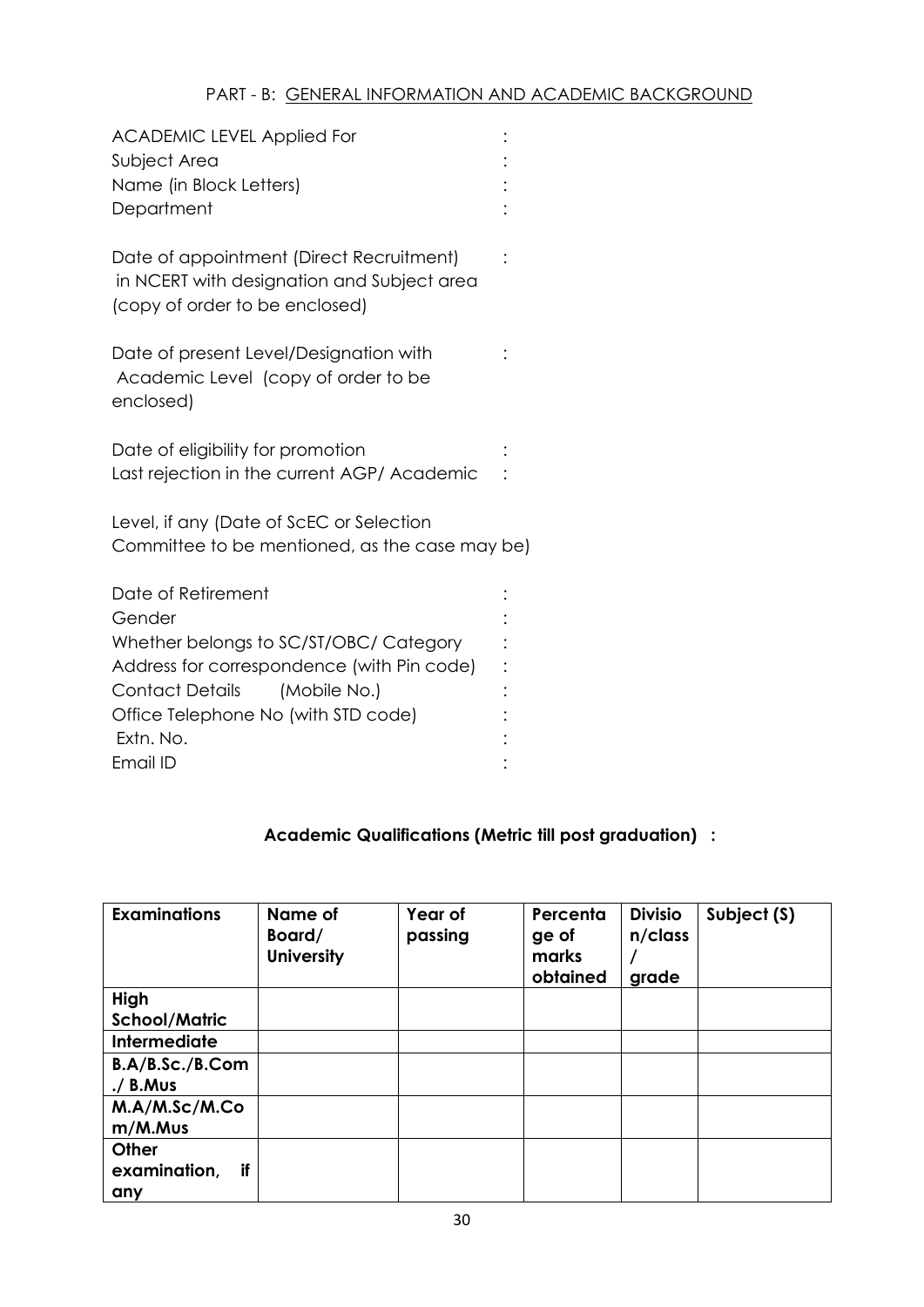## PART - B: GENERAL INFORMATION AND ACADEMIC BACKGROUND

ACADEMIC LEVEL Applied For :
Subject Area :
Name (in Block Letters) :
Department :

Date of appointment (Direct Recruitment) in NCERT with designation and Subject area (copy of order to be enclosed) :

Date of present Level/Designation with Academic Level (copy of order to be enclosed) :

Date of eligibility for promotion :
Last rejection in the current AGP/ Academic :

Level, if any (Date of ScEC or Selection Committee to be mentioned, as the case may be)

Date of Retirement :
Gender :
Whether belongs to SC/ST/OBC/ Category :
Address for correspondence (with Pin code) :
Contact Details (Mobile No.) :
Office Telephone No (with STD code) :
Extn. No. :
Email ID :

**Academic Qualifications (Metric till post graduation) :**

| Examinations | Name of Board/ University | Year of passing | Percentage of marks obtained | Division/class / grade | Subject (S) |
|---|---|---|---|---|---|
| **High School/Matric** | | | | | |
| **Intermediate** | | | | | |
| **B.A/B.Sc./B.Com./ B.Mus** | | | | | |
| **M.A/M.Sc/M.Com/M.Mus** | | | | | |
| **Other examination, if any** | | | | | |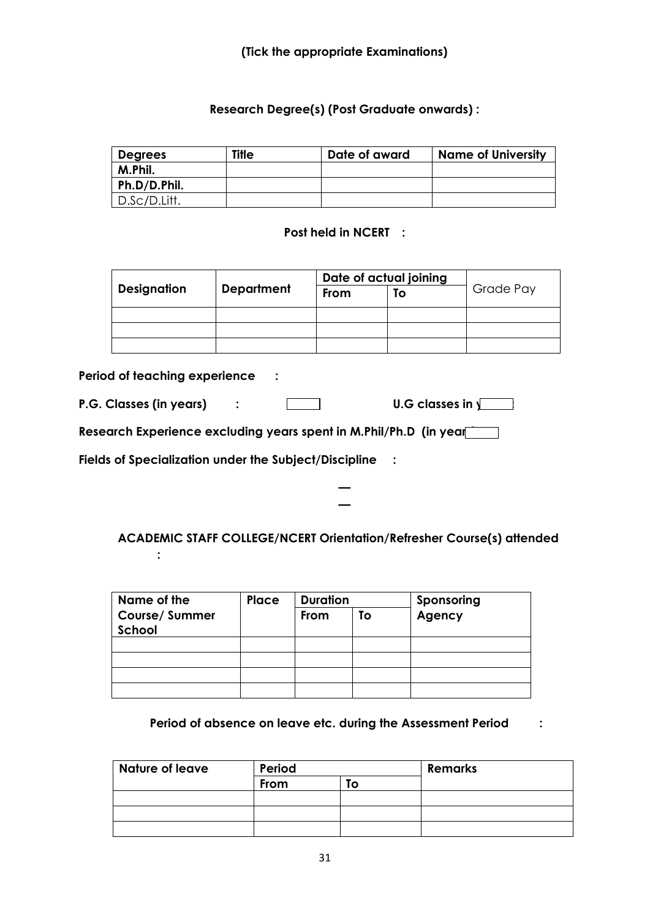**(Tick the appropriate Examinations)**

**Research Degree(s) (Post Graduate onwards) :**

| Degrees | Title | Date of award | Name of University |
|---|---|---|---|
| M.Phil. | | | |
| Ph.D/D.Phil. | | | |
| D.Sc/D.Litt. | | | |

**Post held in NCERT :**

| Designation | Department | Date of actual joining | | Grade Pay |
|---|---|---|---|---|
| | | From | To | |
| | | | | |
| | | | | |
| | | | | |

**Period of teaching experience :**

**P.G. Classes (in years) :** ______ **U.G classes in y** ______

**Research Experience excluding years spent in M.Phil/Ph.D (in year** ______

**Fields of Specialization under the Subject/Discipline :**

**—**

**—**

**ACADEMIC STAFF COLLEGE/NCERT Orientation/Refresher Course(s) attended :**

| Name of the Course/ Summer School | Place | Duration | | Sponsoring Agency |
|---|---|---|---|---|
| | | From | To | |
| | | | | |
| | | | | |
| | | | | |
| | | | | |

**Period of absence on leave etc. during the Assessment Period :**

| Nature of leave | Period | | Remarks |
|---|---|---|---|
| | From | To | |
| | | | |
| | | | |
| | | | |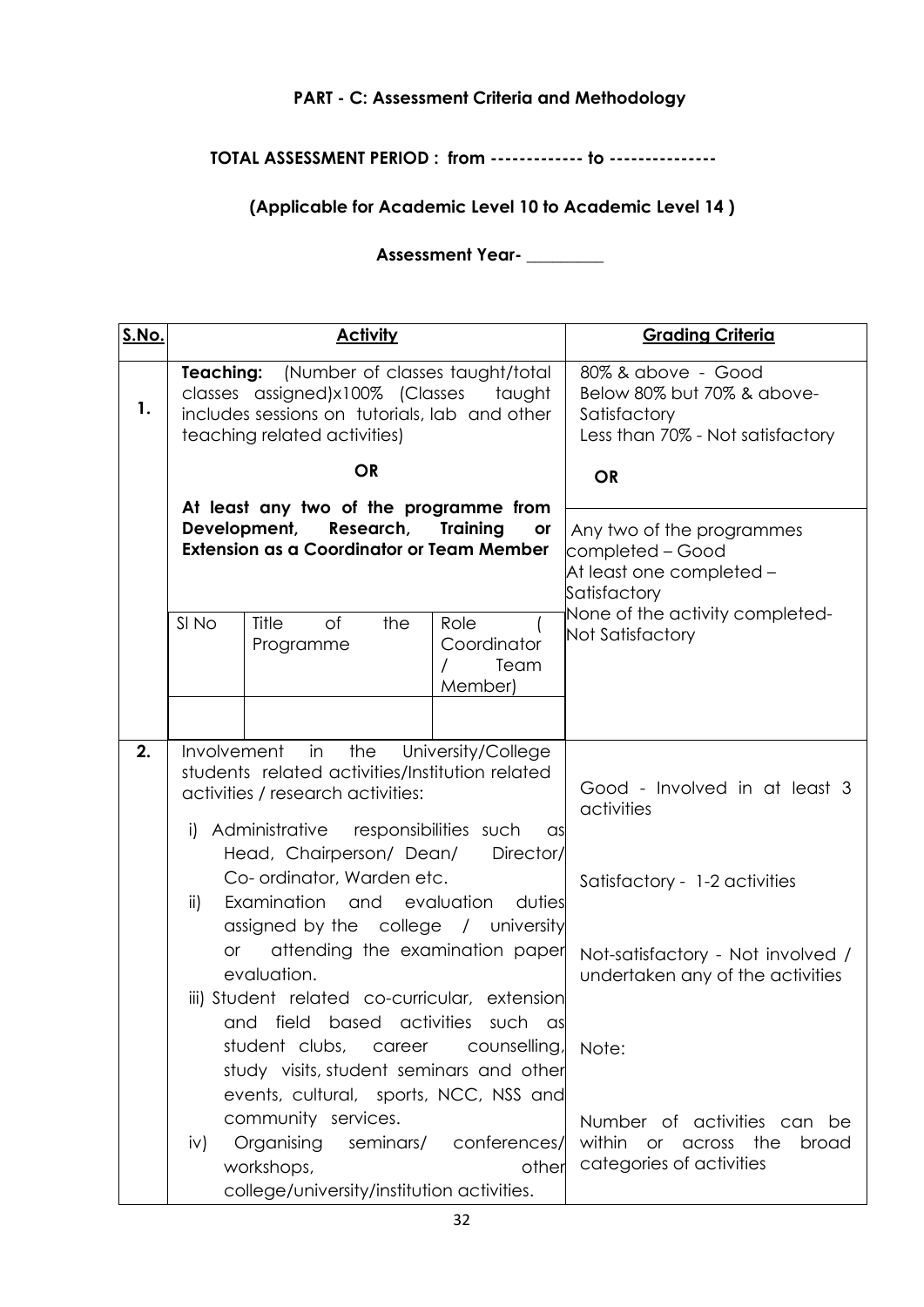## PART - C: Assessment Criteria and Methodology

**TOTAL ASSESSMENT PERIOD : from ------------- to ---------------**

**(Applicable for Academic Level 10 to Academic Level 14 )**

**Assessment Year- _________**

| S.No. | Activity | Grading Criteria |
|---|---|---|
| 1. | **Teaching:** (Number of classes taught/total classes assigned)x100% (Classes taught includes sessions on tutorials, lab and other teaching related activities) | 80% & above - Good<br>Below 80% but 70% & above- Satisfactory<br>Less than 70% - Not satisfactory |
| | **OR** | **OR** |
| | **At least any two of the programme from Development, Research, Training or Extension as a Coordinator or Team Member**<br><br>Sl No \| Title of the Programme \| Role ( Coordinator / Team Member) | Any two of the programmes completed – Good<br>At least one completed – Satisfactory<br>None of the activity completed- Not Satisfactory |
| 2. | Involvement in the University/College students related activities/Institution related activities / research activities:<br>i) Administrative responsibilities such as Head, Chairperson/ Dean/ Director/ Co- ordinator, Warden etc.<br>ii) Examination and evaluation duties assigned by the college / university or attending the examination paper evaluation.<br>iii) Student related co-curricular, extension and field based activities such as student clubs, career counselling, study visits, student seminars and other events, cultural, sports, NCC, NSS and community services.<br>iv) Organising seminars/ conferences/ workshops, other college/university/institution activities. | Good - Involved in at least 3 activities<br><br>Satisfactory - 1-2 activities<br><br>Not-satisfactory - Not involved / undertaken any of the activities<br><br>Note:<br><br>Number of activities can be within or across the broad categories of activities |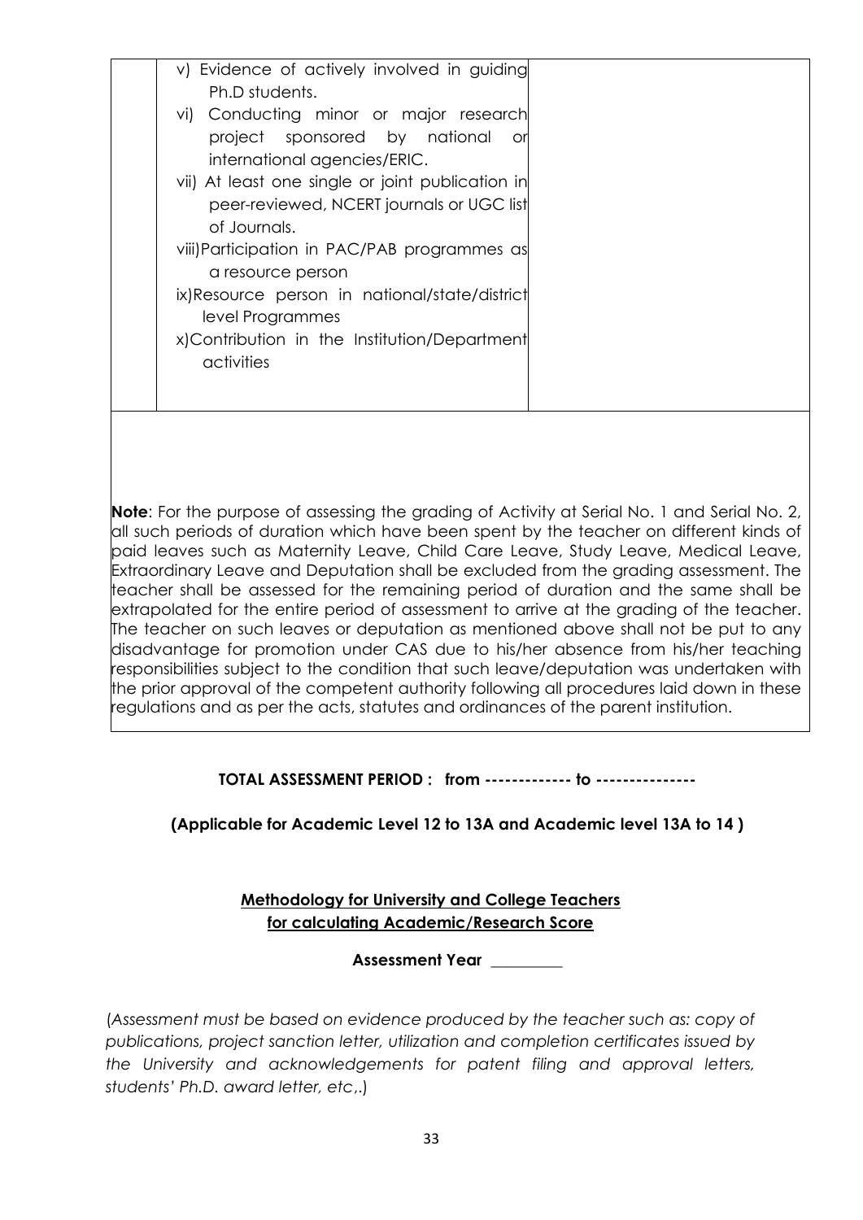| | | |
|---|---|---|
| | v) Evidence of actively involved in guiding Ph.D students.<br>vi) Conducting minor or major research project sponsored by national or international agencies/ERIC.<br>vii) At least one single or joint publication in peer-reviewed, NCERT journals or UGC list of Journals.<br>viii)Participation in PAC/PAB programmes as a resource person<br>ix)Resource person in national/state/district level Programmes<br>x)Contribution in the Institution/Department activities | |

**Note**: For the purpose of assessing the grading of Activity at Serial No. 1 and Serial No. 2, all such periods of duration which have been spent by the teacher on different kinds of paid leaves such as Maternity Leave, Child Care Leave, Study Leave, Medical Leave, Extraordinary Leave and Deputation shall be excluded from the grading assessment. The teacher shall be assessed for the remaining period of duration and the same shall be extrapolated for the entire period of assessment to arrive at the grading of the teacher. The teacher on such leaves or deputation as mentioned above shall not be put to any disadvantage for promotion under CAS due to his/her absence from his/her teaching responsibilities subject to the condition that such leave/deputation was undertaken with the prior approval of the competent authority following all procedures laid down in these regulations and as per the acts, statutes and ordinances of the parent institution.

**TOTAL ASSESSMENT PERIOD : from ------------- to --------------**

**(Applicable for Academic Level 12 to 13A and Academic level 13A to 14 )**

**Methodology for University and College Teachers for calculating Academic/Research Score**

**Assessment Year \_\_\_\_\_\_\_\_\_**

(*Assessment must be based on evidence produced by the teacher such as: copy of publications, project sanction letter, utilization and completion certificates issued by the University and acknowledgements for patent filing and approval letters, students' Ph.D. award letter, etc,.*)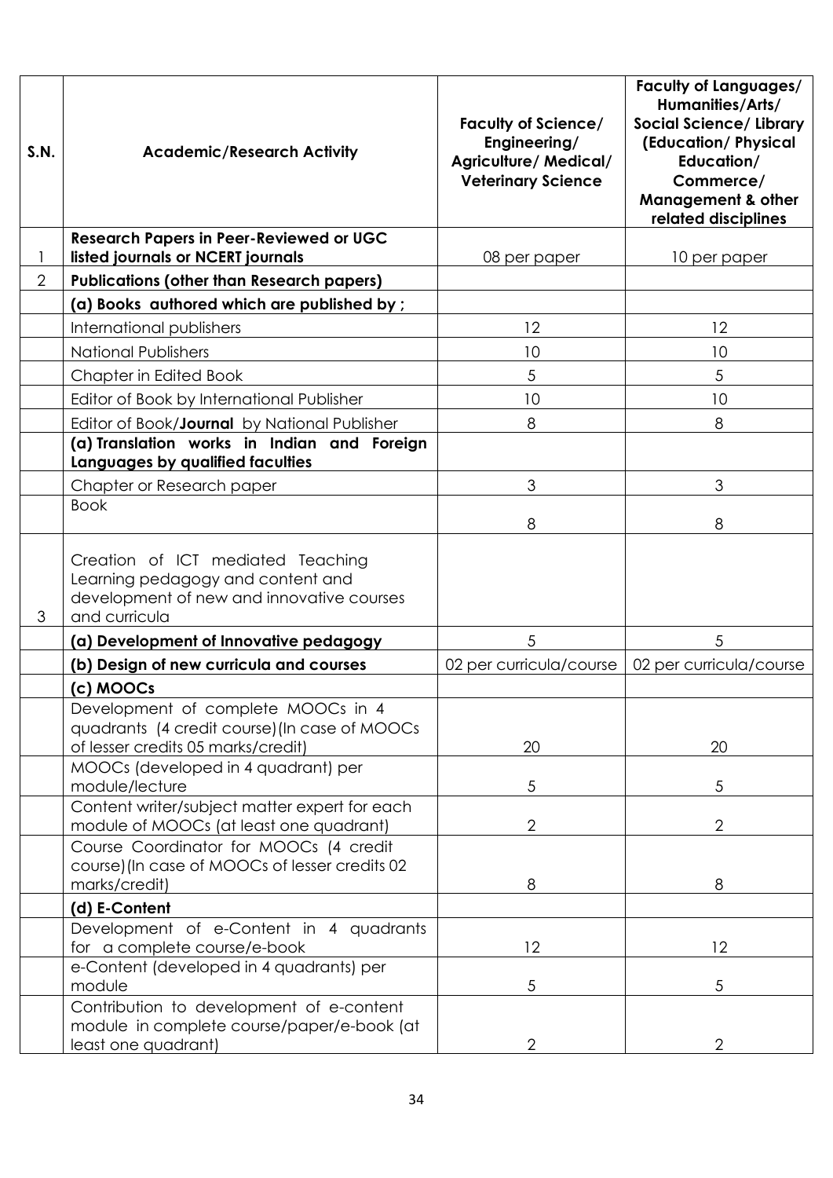| S.N. | Academic/Research Activity | Faculty of Science/ Engineering/ Agriculture/ Medical/ Veterinary Science | Faculty of Languages/ Humanities/Arts/ Social Science/ Library (Education/ Physical Education/ Commerce/ Management & other related disciplines |
|---|---|---|---|
| 1 | **Research Papers in Peer-Reviewed or UGC listed journals or NCERT journals** | 08 per paper | 10 per paper |
| 2 | **Publications (other than Research papers)** | | |
| | **(a) Books authored which are published by ;** | | |
| | International publishers | 12 | 12 |
| | National Publishers | 10 | 10 |
| | Chapter in Edited Book | 5 | 5 |
| | Editor of Book by International Publisher | 10 | 10 |
| | Editor of Book/**Journal** by National Publisher | 8 | 8 |
| | **(a) Translation works in Indian and Foreign Languages by qualified faculties** | | |
| | Chapter or Research paper | 3 | 3 |
| | Book | 8 | 8 |
| 3 | Creation of ICT mediated Teaching Learning pedagogy and content and development of new and innovative courses and curricula | | |
| | **(a) Development of Innovative pedagogy** | 5 | 5 |
| | **(b) Design of new curricula and courses** | 02 per curricula/course | 02 per curricula/course |
| | **(c) MOOCs** | | |
| | Development of complete MOOCs in 4 quadrants (4 credit course)(In case of MOOCs of lesser credits 05 marks/credit) | 20 | 20 |
| | MOOCs (developed in 4 quadrant) per module/lecture | 5 | 5 |
| | Content writer/subject matter expert for each module of MOOCs (at least one quadrant) | 2 | 2 |
| | Course Coordinator for MOOCs (4 credit course)(In case of MOOCs of lesser credits 02 marks/credit) | 8 | 8 |
| | **(d) E-Content** | | |
| | Development of e-Content in 4 quadrants for a complete course/e-book | 12 | 12 |
| | e-Content (developed in 4 quadrants) per module | 5 | 5 |
| | Contribution to development of e-content module in complete course/paper/e-book (at least one quadrant) | 2 | 2 |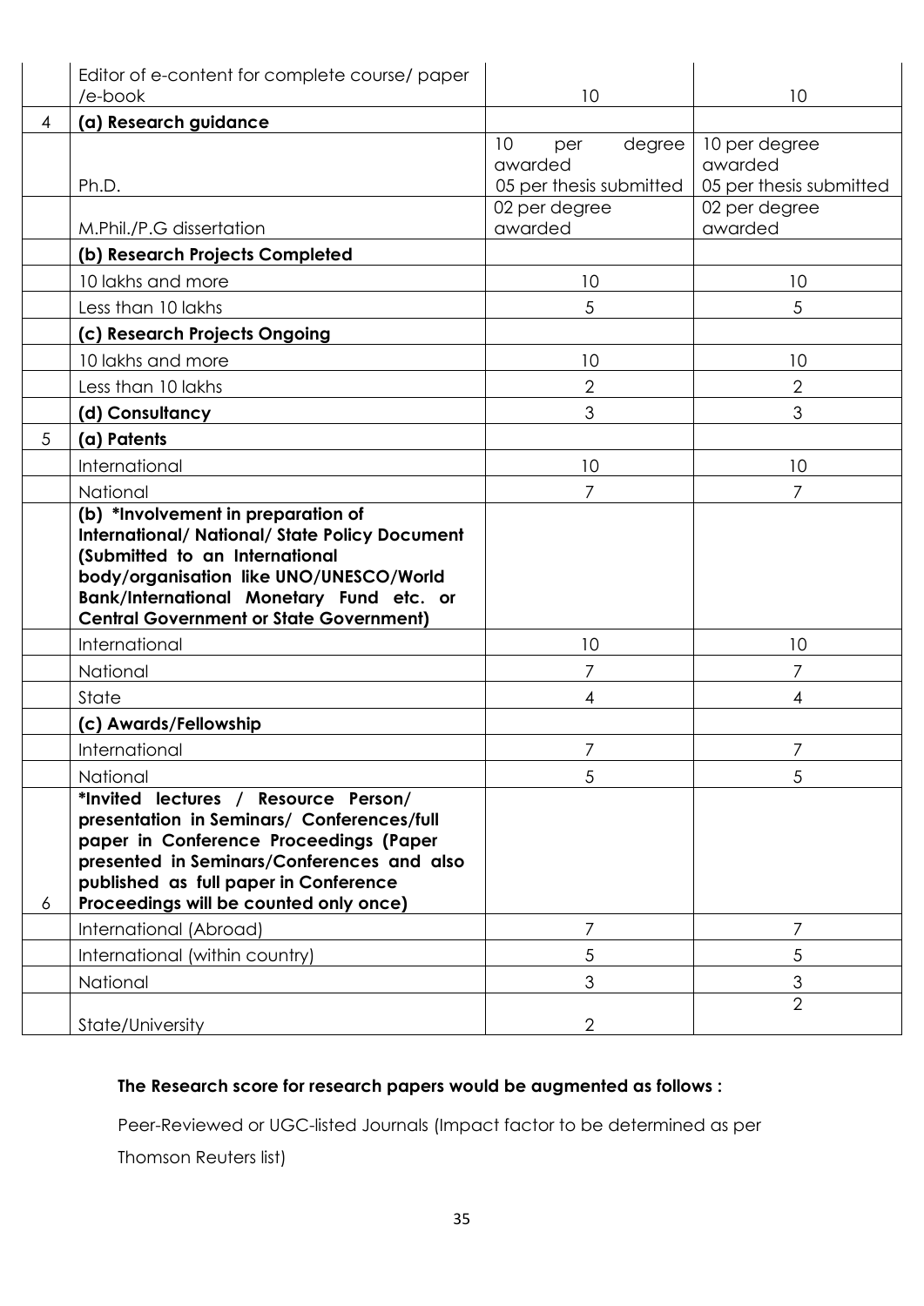| | Editor of e-content for complete course/ paper /e-book | 10 | 10 |
|---|---|---|---|
| 4 | **(a) Research guidance** | | |
| | Ph.D. | 10 per degree awarded<br>05 per thesis submitted | 10 per degree awarded<br>05 per thesis submitted |
| | M.Phil./P.G dissertation | 02 per degree awarded | 02 per degree awarded |
| | **(b) Research Projects Completed** | | |
| | 10 lakhs and more | 10 | 10 |
| | Less than 10 lakhs | 5 | 5 |
| | **(c) Research Projects Ongoing** | | |
| | 10 lakhs and more | 10 | 10 |
| | Less than 10 lakhs | 2 | 2 |
| | **(d) Consultancy** | 3 | 3 |
| 5 | **(a) Patents** | | |
| | International | 10 | 10 |
| | National | 7 | 7 |
| | **(b) *Involvement in preparation of International/ National/ State Policy Document (Submitted to an International body/organisation like UNO/UNESCO/World Bank/International Monetary Fund etc. or Central Government or State Government)** | | |
| | International | 10 | 10 |
| | National | 7 | 7 |
| | State | 4 | 4 |
| | **(c) Awards/Fellowship** | | |
| | International | 7 | 7 |
| | National | 5 | 5 |
| 6 | ***Invited lectures / Resource Person/ presentation in Seminars/ Conferences/full paper in Conference Proceedings (Paper presented in Seminars/Conferences and also published as full paper in Conference Proceedings will be counted only once)** | | |
| | International (Abroad) | 7 | 7 |
| | International (within country) | 5 | 5 |
| | National | 3 | 3 |
| | State/University | 2 | 2 |

**The Research score for research papers would be augmented as follows :**

Peer-Reviewed or UGC-listed Journals (Impact factor to be determined as per Thomson Reuters list)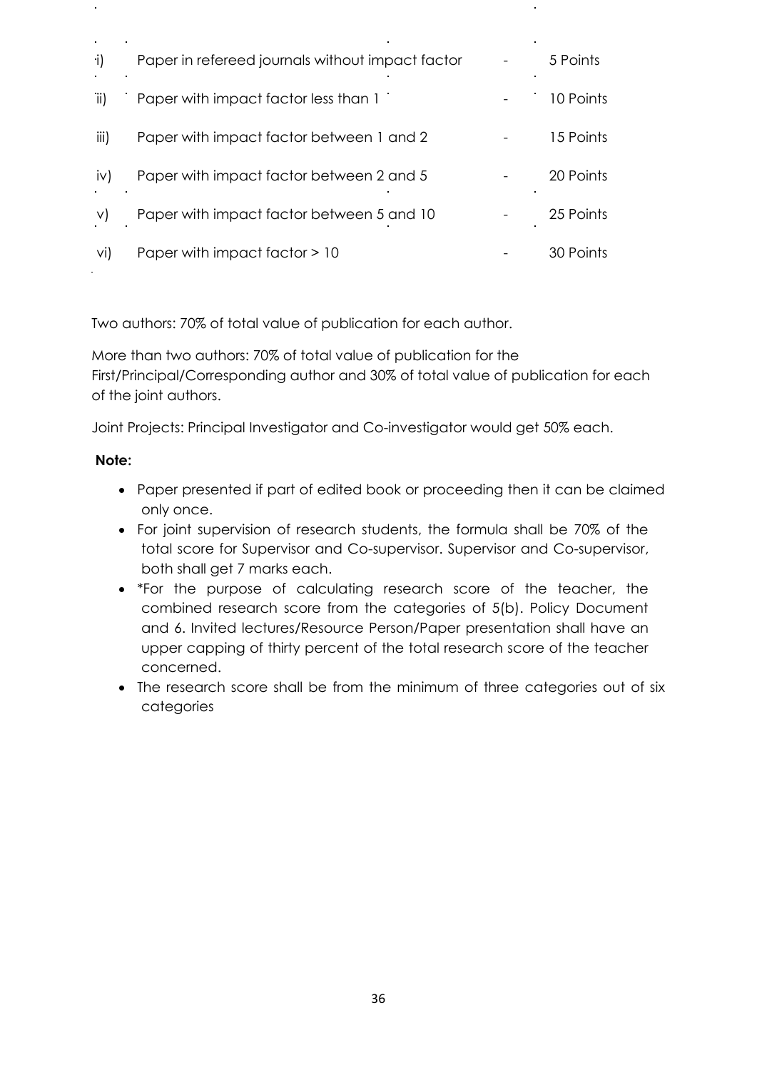| | | | |
|---|---|---|---|
| i) | Paper in refereed journals without impact factor | - | 5 Points |
| ii) | Paper with impact factor less than 1 | - | 10 Points |
| iii) | Paper with impact factor between 1 and 2 | - | 15 Points |
| iv) | Paper with impact factor between 2 and 5 | - | 20 Points |
| v) | Paper with impact factor between 5 and 10 | - | 25 Points |
| vi) | Paper with impact factor > 10 | - | 30 Points |

Two authors: 70% of total value of publication for each author.

More than two authors: 70% of total value of publication for the First/Principal/Corresponding author and 30% of total value of publication for each of the joint authors.

Joint Projects: Principal Investigator and Co-investigator would get 50% each.

**Note:**

- Paper presented if part of edited book or proceeding then it can be claimed only once.
- For joint supervision of research students, the formula shall be 70% of the total score for Supervisor and Co-supervisor. Supervisor and Co-supervisor, both shall get 7 marks each.
- *For the purpose of calculating research score of the teacher, the combined research score from the categories of 5(b). Policy Document and 6. Invited lectures/Resource Person/Paper presentation shall have an upper capping of thirty percent of the total research score of the teacher concerned.
- The research score shall be from the minimum of three categories out of six categories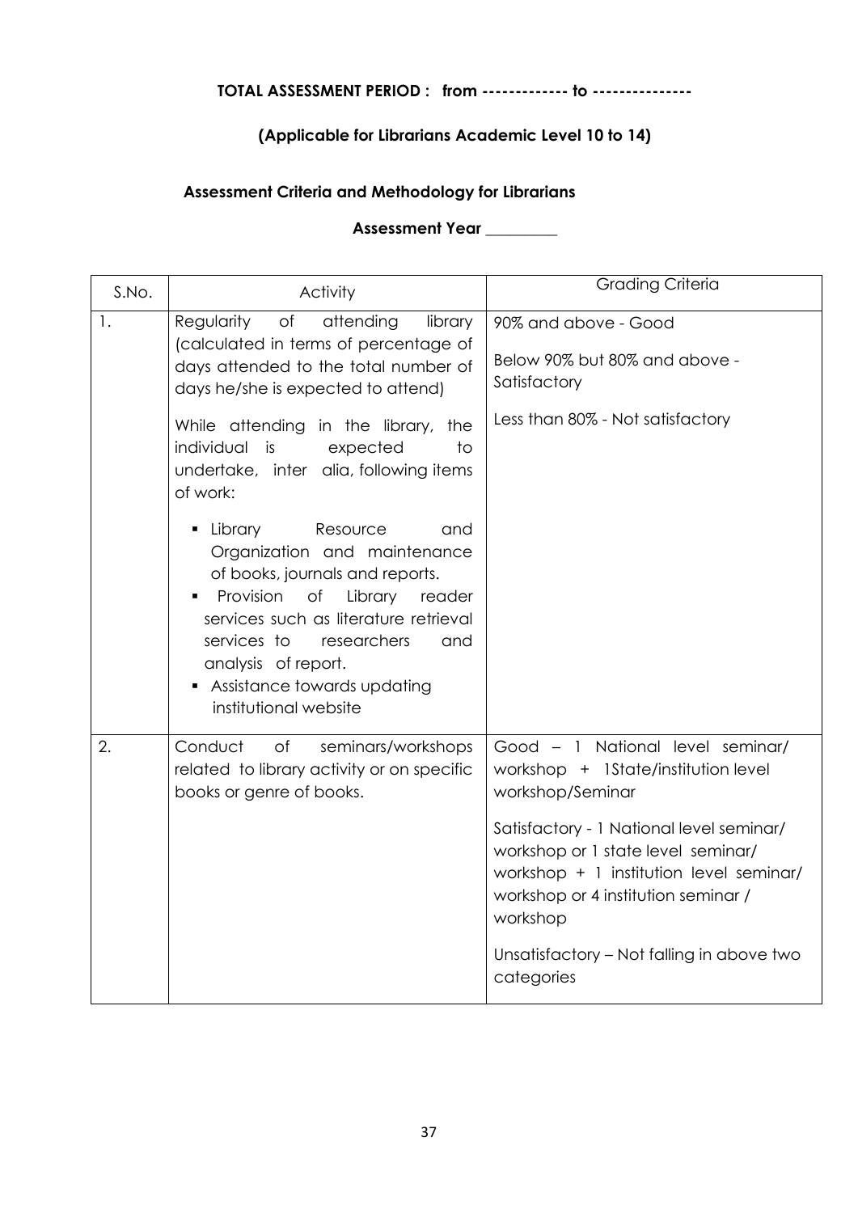**TOTAL ASSESSMENT PERIOD : from ------------- to --------------**

**(Applicable for Librarians Academic Level 10 to 14)**

**Assessment Criteria and Methodology for Librarians**

**Assessment Year _________**

| S.No. | Activity | Grading Criteria |
|---|---|---|
| 1. | Regularity of attending library (calculated in terms of percentage of days attended to the total number of days he/she is expected to attend)<br><br>While attending in the library, the individual is expected to undertake, inter alia, following items of work:<br><br>▪ Library Resource and Organization and maintenance of books, journals and reports.<br>▪ Provision of Library reader services such as literature retrieval services to researchers and analysis of report.<br>▪ Assistance towards updating institutional website | 90% and above - Good<br><br>Below 90% but 80% and above - Satisfactory<br><br>Less than 80% - Not satisfactory |
| 2. | Conduct of seminars/workshops related to library activity or on specific books or genre of books. | Good – 1 National level seminar/ workshop + 1State/institution level workshop/Seminar<br><br>Satisfactory - 1 National level seminar/ workshop or 1 state level seminar/ workshop + 1 institution level seminar/ workshop or 4 institution seminar / workshop<br><br>Unsatisfactory – Not falling in above two categories |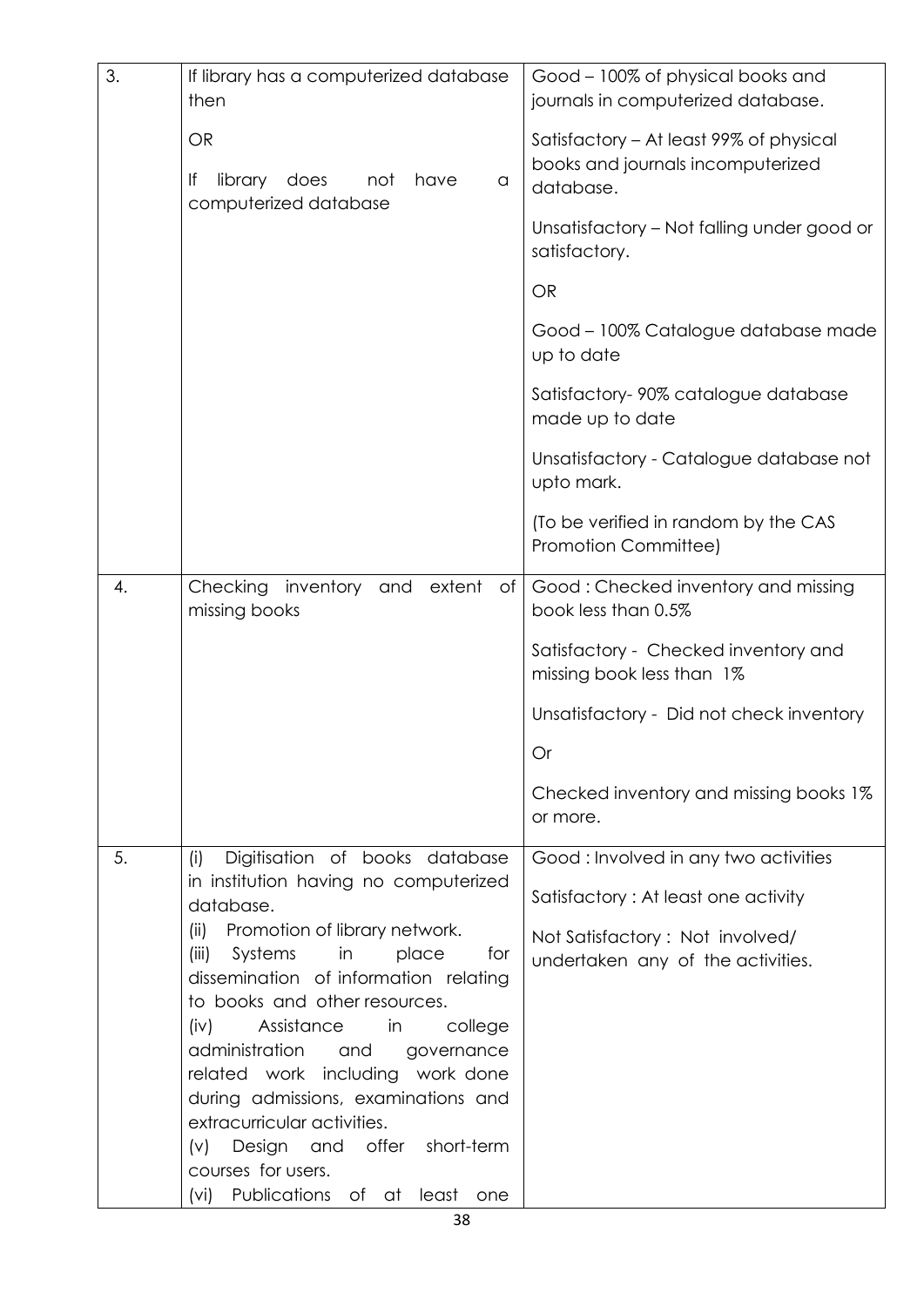| | | |
|---|---|---|
| 3. | If library has a computerized database then<br><br>OR<br><br>If library does not have a computerized database | Good – 100% of physical books and journals in computerized database.<br><br>Satisfactory – At least 99% of physical books and journals incomputerized database.<br><br>Unsatisfactory – Not falling under good or satisfactory.<br><br>OR<br><br>Good – 100% Catalogue database made up to date<br><br>Satisfactory- 90% catalogue database made up to date<br><br>Unsatisfactory - Catalogue database not upto mark.<br><br>(To be verified in random by the CAS Promotion Committee) |
| 4. | Checking inventory and extent of missing books | Good : Checked inventory and missing book less than 0.5%<br><br>Satisfactory - Checked inventory and missing book less than 1%<br><br>Unsatisfactory - Did not check inventory<br><br>Or<br><br>Checked inventory and missing books 1% or more. |
| 5. | (i) Digitisation of books database in institution having no computerized database.<br>(ii) Promotion of library network.<br>(iii) Systems in place for dissemination of information relating to books and other resources.<br>(iv) Assistance in college administration and governance related work including work done during admissions, examinations and extracurricular activities.<br>(v) Design and offer short-term courses for users.<br>(vi) Publications of at least one | Good : Involved in any two activities<br><br>Satisfactory : At least one activity<br><br>Not Satisfactory : Not involved/ undertaken any of the activities. |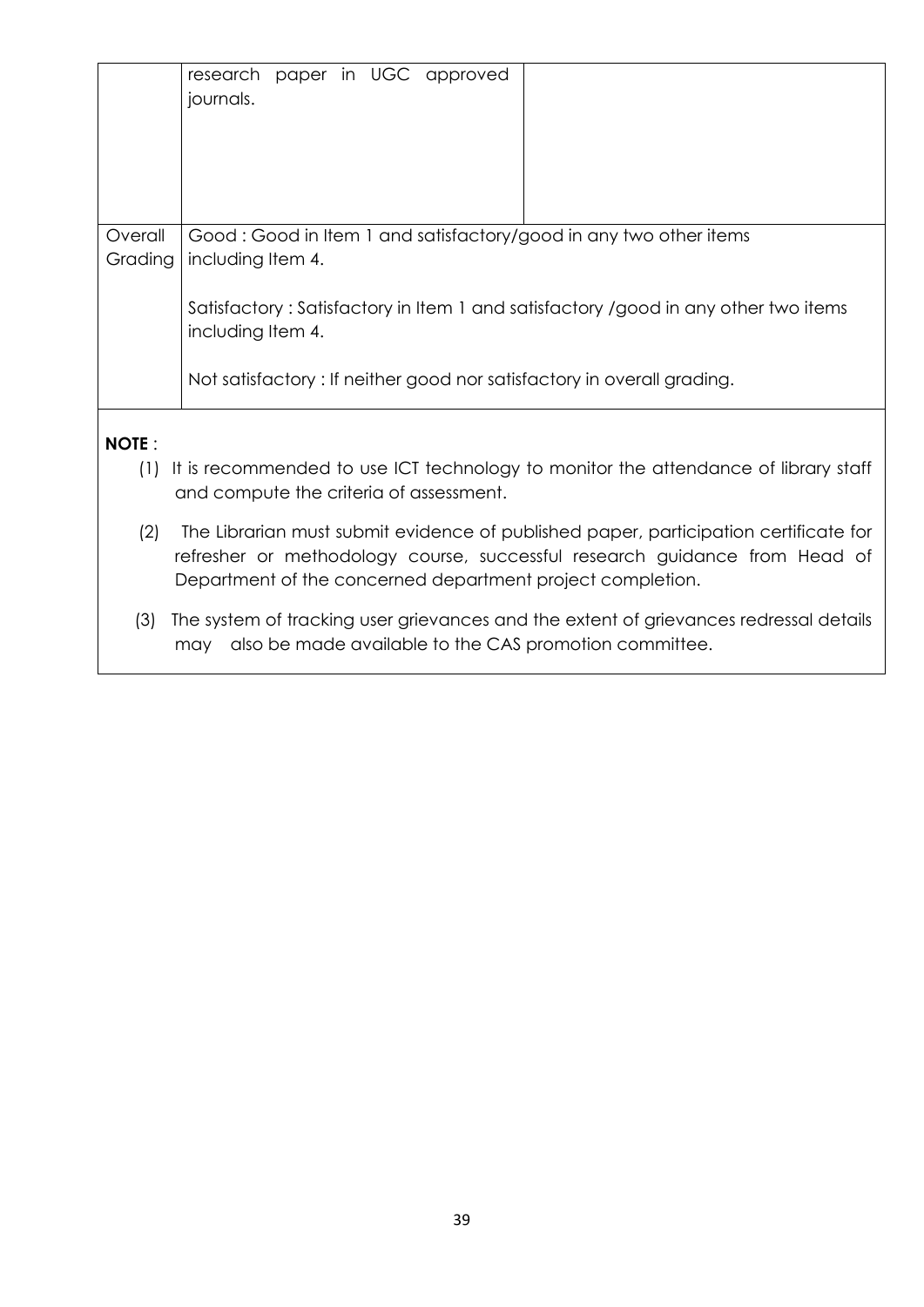| | | |
|---|---|---|
| | research paper in UGC approved journals. | |
| Overall Grading | Good : Good in Item 1 and satisfactory/good in any two other items including Item 4.<br><br>Satisfactory : Satisfactory in Item 1 and satisfactory /good in any other two items including Item 4.<br><br>Not satisfactory : If neither good nor satisfactory in overall grading. | |

**NOTE** :

(1) It is recommended to use ICT technology to monitor the attendance of library staff and compute the criteria of assessment.

(2) The Librarian must submit evidence of published paper, participation certificate for refresher or methodology course, successful research guidance from Head of Department of the concerned department project completion.

(3) The system of tracking user grievances and the extent of grievances redressal details may also be made available to the CAS promotion committee.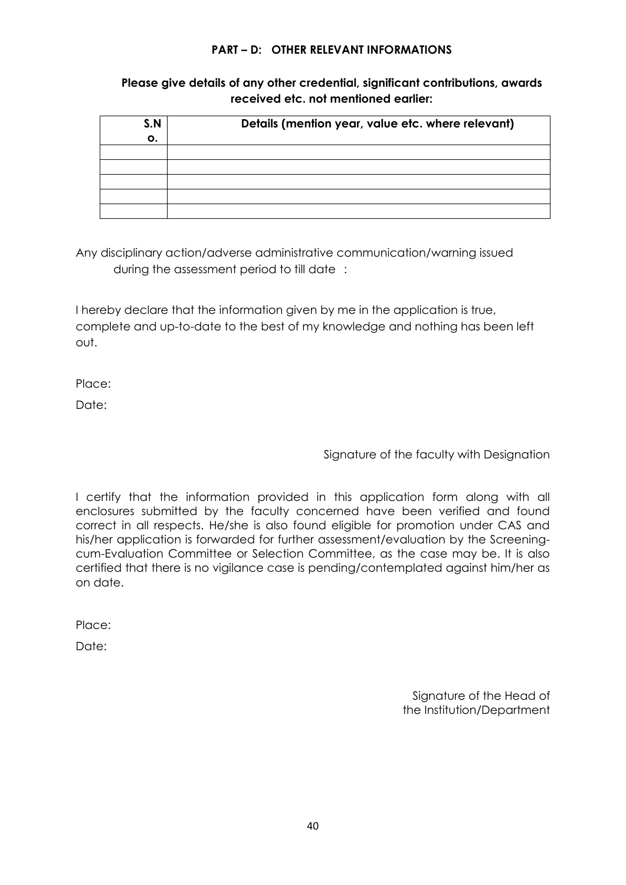## PART – D: OTHER RELEVANT INFORMATIONS

**Please give details of any other credential, significant contributions, awards received etc. not mentioned earlier:**

| S.No. | Details (mention year, value etc. where relevant) |
|---|---|
| | |
| | |
| | |
| | |
| | |

Any disciplinary action/adverse administrative communication/warning issued during the assessment period to till date :

I hereby declare that the information given by me in the application is true, complete and up-to-date to the best of my knowledge and nothing has been left out.

Place:

Date:

Signature of the faculty with Designation

I certify that the information provided in this application form along with all enclosures submitted by the faculty concerned have been verified and found correct in all respects. He/she is also found eligible for promotion under CAS and his/her application is forwarded for further assessment/evaluation by the Screening-cum-Evaluation Committee or Selection Committee, as the case may be. It is also certified that there is no vigilance case is pending/contemplated against him/her as on date.

Place:

Date:

Signature of the Head of the Institution/Department